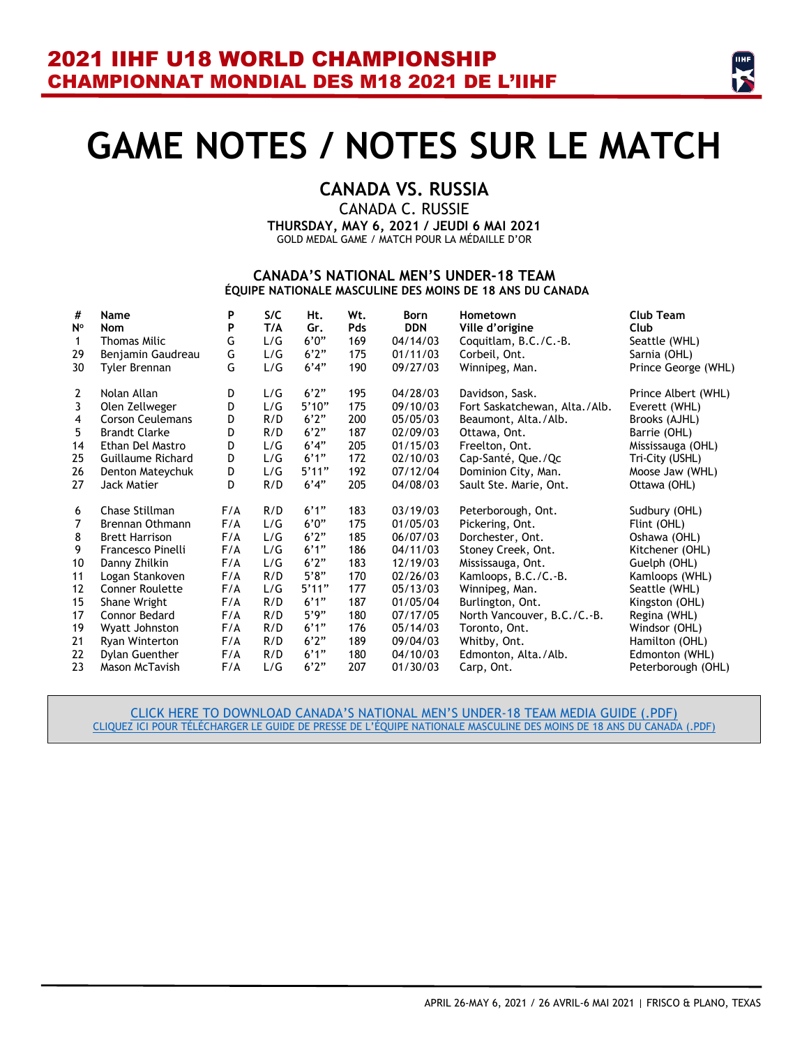# 2021 IIHF U18 WORLD CHAMPIONSHIP
## CHAMPIONNAT MONDIAL DES M18 2021 DE L'IIHF

# GAME NOTES / NOTES SUR LE MATCH

## CANADA VS. RUSSIA

CANADA C. RUSSIE

**THURSDAY, MAY 6, 2021 / JEUDI 6 MAI 2021**

GOLD MEDAL GAME / MATCH POUR LA MÉDAILLE D'OR

### CANADA'S NATIONAL MEN'S UNDER-18 TEAM
### ÉQUIPE NATIONALE MASCULINE DES MOINS DE 18 ANS DU CANADA

| # Nº | Name Nom | P P | S/C T/A | Ht. Gr. | Wt. Pds | Born DDN | Hometown Ville d'origine | Club Team Club |
|---|---|---|---|---|---|---|---|---|
| 1 | Thomas Milic | G | L/G | 6'0" | 169 | 04/14/03 | Coquitlam, B.C./C.-B. | Seattle (WHL) |
| 29 | Benjamin Gaudreau | G | L/G | 6'2" | 175 | 01/11/03 | Corbeil, Ont. | Sarnia (OHL) |
| 30 | Tyler Brennan | G | L/G | 6'4" | 190 | 09/27/03 | Winnipeg, Man. | Prince George (WHL) |
| 2 | Nolan Allan | D | L/G | 6'2" | 195 | 04/28/03 | Davidson, Sask. | Prince Albert (WHL) |
| 3 | Olen Zellweger | D | L/G | 5'10" | 175 | 09/10/03 | Fort Saskatchewan, Alta./Alb. | Everett (WHL) |
| 4 | Corson Ceulemans | D | R/D | 6'2" | 200 | 05/05/03 | Beaumont, Alta./Alb. | Brooks (AJHL) |
| 5 | Brandt Clarke | D | R/D | 6'2" | 187 | 02/09/03 | Ottawa, Ont. | Barrie (OHL) |
| 14 | Ethan Del Mastro | D | L/G | 6'4" | 205 | 01/15/03 | Freelton, Ont. | Mississauga (OHL) |
| 25 | Guillaume Richard | D | L/G | 6'1" | 172 | 02/10/03 | Cap-Santé, Que./Qc | Tri-City (USHL) |
| 26 | Denton Mateychuk | D | L/G | 5'11" | 192 | 07/12/04 | Dominion City, Man. | Moose Jaw (WHL) |
| 27 | Jack Matier | D | R/D | 6'4" | 205 | 04/08/03 | Sault Ste. Marie, Ont. | Ottawa (OHL) |
| 6 | Chase Stillman | F/A | R/D | 6'1" | 183 | 03/19/03 | Peterborough, Ont. | Sudbury (OHL) |
| 7 | Brennan Othmann | F/A | L/G | 6'0" | 175 | 01/05/03 | Pickering, Ont. | Flint (OHL) |
| 8 | Brett Harrison | F/A | L/G | 6'2" | 185 | 06/07/03 | Dorchester, Ont. | Oshawa (OHL) |
| 9 | Francesco Pinelli | F/A | L/G | 6'1" | 186 | 04/11/03 | Stoney Creek, Ont. | Kitchener (OHL) |
| 10 | Danny Zhilkin | F/A | L/G | 6'2" | 183 | 12/19/03 | Mississauga, Ont. | Guelph (OHL) |
| 11 | Logan Stankoven | F/A | R/D | 5'8" | 170 | 02/26/03 | Kamloops, B.C./C.-B. | Kamloops (WHL) |
| 12 | Conner Roulette | F/A | L/G | 5'11" | 177 | 05/13/03 | Winnipeg, Man. | Seattle (WHL) |
| 15 | Shane Wright | F/A | R/D | 6'1" | 187 | 01/05/04 | Burlington, Ont. | Kingston (OHL) |
| 17 | Connor Bedard | F/A | R/D | 5'9" | 180 | 07/17/05 | North Vancouver, B.C./C.-B. | Regina (WHL) |
| 19 | Wyatt Johnston | F/A | R/D | 6'1" | 176 | 05/14/03 | Toronto, Ont. | Windsor (OHL) |
| 21 | Ryan Winterton | F/A | R/D | 6'2" | 189 | 09/04/03 | Whitby, Ont. | Hamilton (OHL) |
| 22 | Dylan Guenther | F/A | R/D | 6'1" | 180 | 04/10/03 | Edmonton, Alta./Alb. | Edmonton (WHL) |
| 23 | Mason McTavish | F/A | L/G | 6'2" | 207 | 01/30/03 | Carp, Ont. | Peterborough (OHL) |

CLICK HERE TO DOWNLOAD CANADA'S NATIONAL MEN'S UNDER-18 TEAM MEDIA GUIDE (.PDF)

CLIQUEZ ICI POUR TÉLÉCHARGER LE GUIDE DE PRESSE DE L'ÉQUIPE NATIONALE MASCULINE DES MOINS DE 18 ANS DU CANADA (.PDF)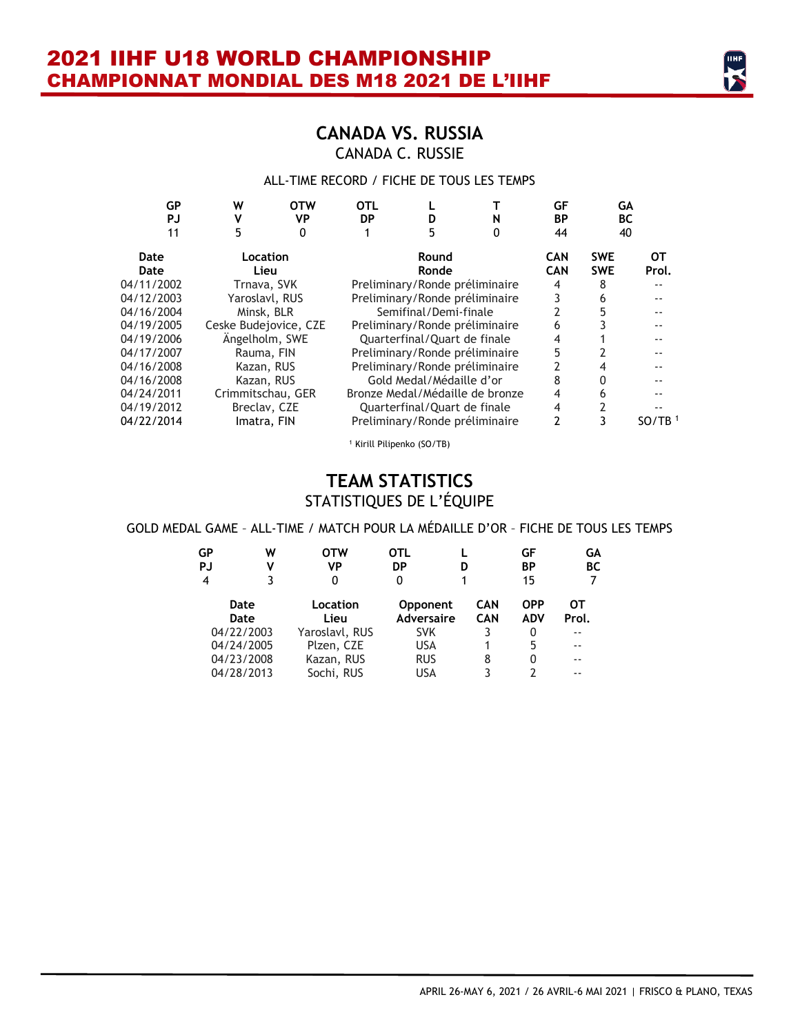# 2021 IIHF U18 WORLD CHAMPIONSHIP
# CHAMPIONNAT MONDIAL DES M18 2021 DE L'IIHF

## CANADA VS. RUSSIA
### CANADA C. RUSSIE

ALL-TIME RECORD / FICHE DE TOUS LES TEMPS

| GP<br>PJ | W<br>V | OTW<br>VP | OTL<br>DP | L<br>D | T<br>N | GF<br>BP | GA<br>BC |
|---|---|---|---|---|---|---|---|
| 11 | 5 | 0 | 1 | 5 | 0 | 44 | 40 |

| Date<br>Date | Location<br>Lieu | Round<br>Ronde | CAN<br>CAN | SWE<br>SWE | OT<br>Prol. |
|---|---|---|---|---|---|
| 04/11/2002 | Trnava, SVK | Preliminary/Ronde préliminaire | 4 | 8 | -- |
| 04/12/2003 | Yaroslavl, RUS | Preliminary/Ronde préliminaire | 3 | 6 | -- |
| 04/16/2004 | Minsk, BLR | Semifinal/Demi-finale | 2 | 5 | -- |
| 04/19/2005 | Ceske Budejovice, CZE | Preliminary/Ronde préliminaire | 6 | 3 | -- |
| 04/19/2006 | Ängelholm, SWE | Quarterfinal/Quart de finale | 4 | 1 | -- |
| 04/17/2007 | Rauma, FIN | Preliminary/Ronde préliminaire | 5 | 2 | -- |
| 04/16/2008 | Kazan, RUS | Preliminary/Ronde préliminaire | 2 | 4 | -- |
| 04/16/2008 | Kazan, RUS | Gold Medal/Médaille d'or | 8 | 0 | -- |
| 04/24/2011 | Crimmitschau, GER | Bronze Medal/Médaille de bronze | 4 | 6 | -- |
| 04/19/2012 | Breclav, CZE | Quarterfinal/Quart de finale | 4 | 2 | -- |
| 04/22/2014 | Imatra, FIN | Preliminary/Ronde préliminaire | 2 | 3 | SO/TB [1] |

[1] Kirill Pilipenko (SO/TB)

## TEAM STATISTICS
### STATISTIQUES DE L'ÉQUIPE

GOLD MEDAL GAME – ALL-TIME / MATCH POUR LA MÉDAILLE D'OR – FICHE DE TOUS LES TEMPS

| GP<br>PJ | W<br>V | OTW<br>VP | OTL<br>DP | L<br>D | GF<br>BP | GA<br>BC |
|---|---|---|---|---|---|---|
| 4 | 3 | 0 | 0 | 1 | 15 | 7 |

| Date<br>Date | Location<br>Lieu | Opponent<br>Adversaire | CAN<br>CAN | OPP<br>ADV | OT<br>Prol. |
|---|---|---|---|---|---|
| 04/22/2003 | Yaroslavl, RUS | SVK | 3 | 0 | -- |
| 04/24/2005 | Plzen, CZE | USA | 1 | 5 | -- |
| 04/23/2008 | Kazan, RUS | RUS | 8 | 0 | -- |
| 04/28/2013 | Sochi, RUS | USA | 3 | 2 | -- |

APRIL 26-MAY 6, 2021 / 26 AVRIL-6 MAI 2021 | FRISCO & PLANO, TEXAS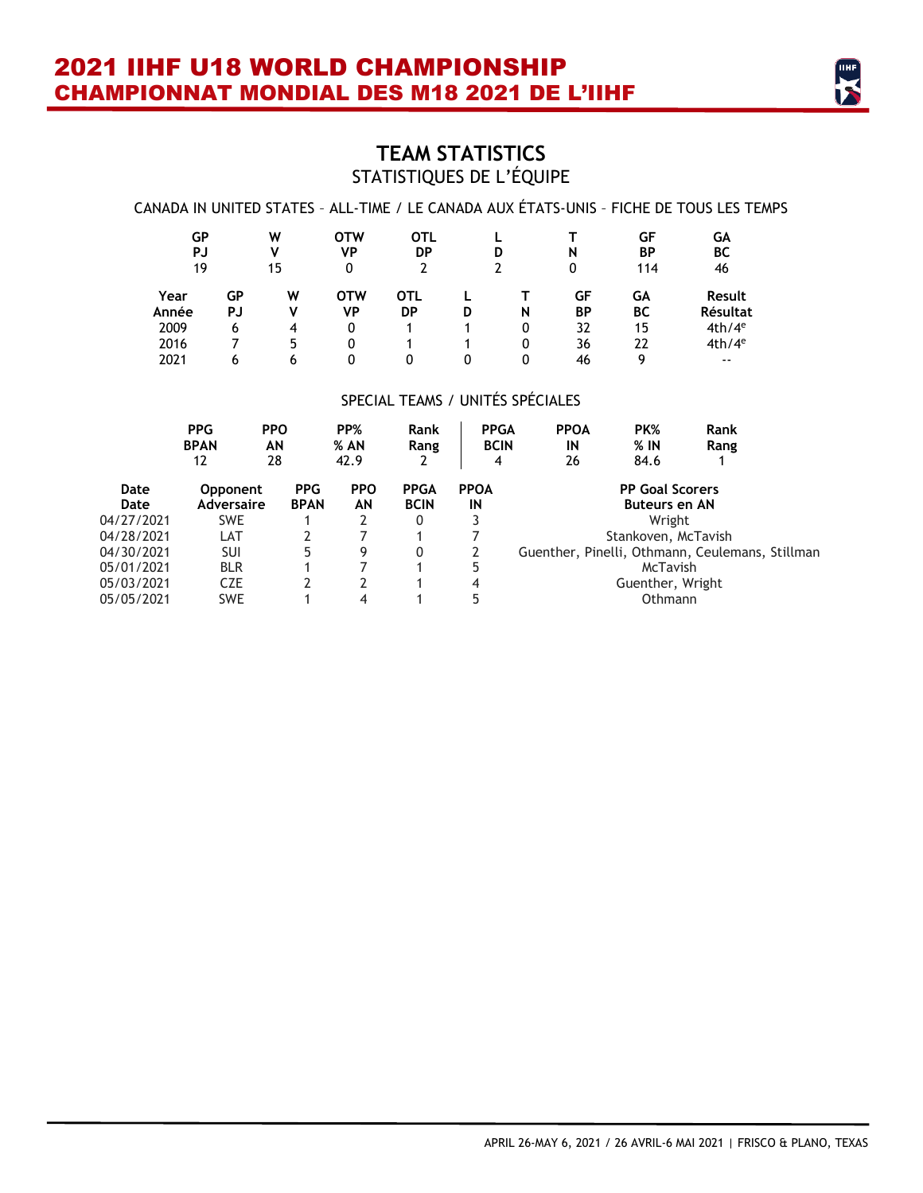# TEAM STATISTICS
## STATISTIQUES DE L'ÉQUIPE

CANADA IN UNITED STATES – ALL-TIME / LE CANADA AUX ÉTATS-UNIS – FICHE DE TOUS LES TEMPS

| GP PJ | W V | OTW VP | OTL DP | L D | T N | GF BP | GA BC |
|---|---|---|---|---|---|---|---|
| 19 | 15 | 0 | 2 | 2 | 0 | 114 | 46 |

| Year Année | GP PJ | W V | OTW VP | OTL DP | L D | T N | GF BP | GA BC | Result Résultat |
|---|---|---|---|---|---|---|---|---|---|
| 2009 | 6 | 4 | 0 | 1 | 1 | 0 | 32 | 15 | 4th/4e |
| 2016 | 7 | 5 | 0 | 1 | 1 | 0 | 36 | 22 | 4th/4e |
| 2021 | 6 | 6 | 0 | 0 | 0 | 0 | 46 | 9 | -- |

SPECIAL TEAMS / UNITÉS SPÉCIALES

| PPG BPAN | PPO AN | PP% % AN | Rank Rang | PPGA BCIN | PPOA IN | PK% % IN | Rank Rang |
|---|---|---|---|---|---|---|---|
| 12 | 28 | 42.9 | 2 | 4 | 26 | 84.6 | 1 |

| Date Date | Opponent Adversaire | PPG BPAN | PPO AN | PPGA BCIN | PPOA IN | PP Goal Scorers Buteurs en AN |
|---|---|---|---|---|---|---|
| 04/27/2021 | SWE | 1 | 2 | 0 | 3 | Wright |
| 04/28/2021 | LAT | 2 | 7 | 1 | 7 | Stankoven, McTavish |
| 04/30/2021 | SUI | 5 | 9 | 0 | 2 | Guenther, Pinelli, Othmann, Ceulemans, Stillman |
| 05/01/2021 | BLR | 1 | 7 | 1 | 5 | McTavish |
| 05/03/2021 | CZE | 2 | 2 | 1 | 4 | Guenther, Wright |
| 05/05/2021 | SWE | 1 | 4 | 1 | 5 | Othmann |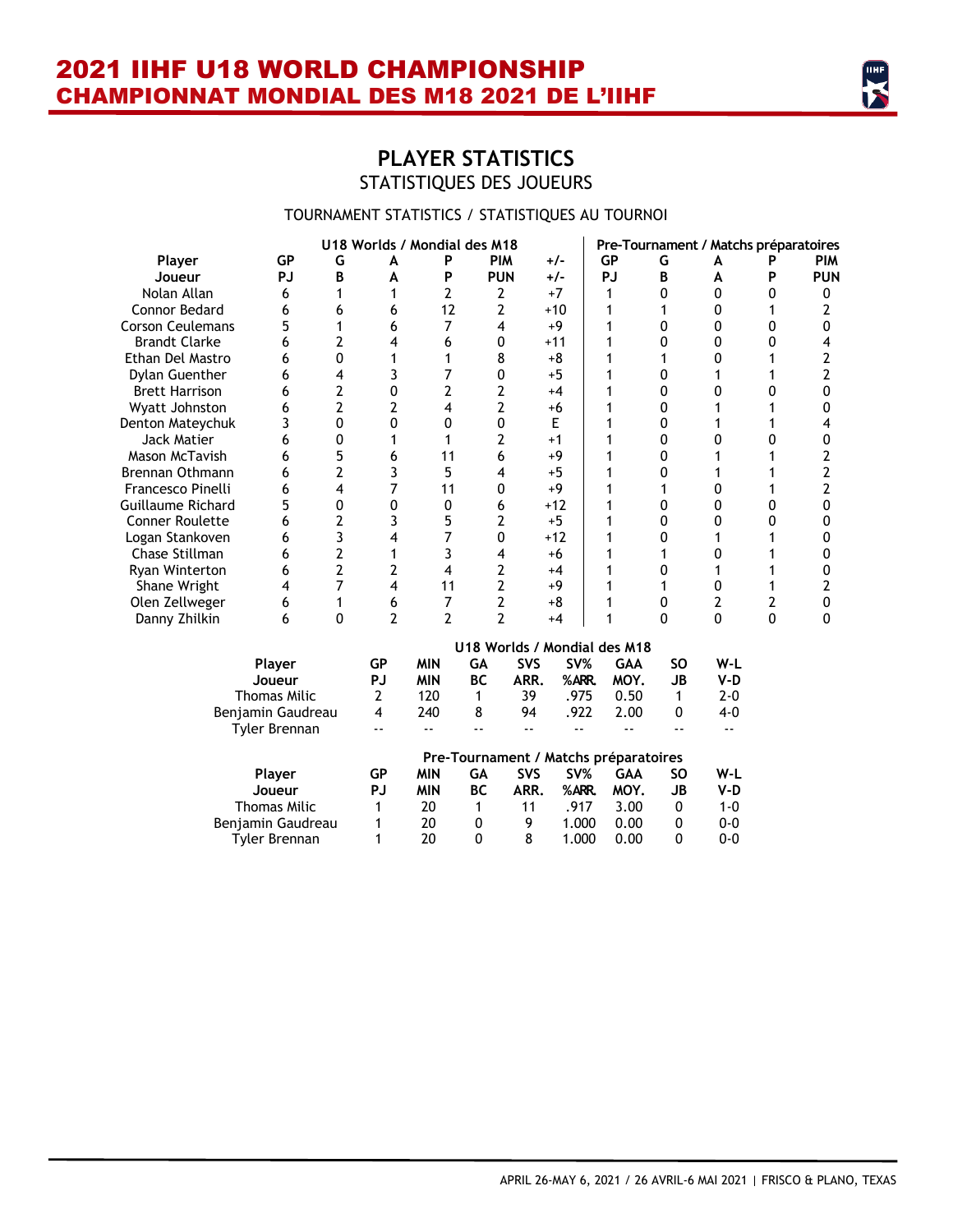# 2021 IIHF U18 WORLD CHAMPIONSHIP
# CHAMPIONNAT MONDIAL DES M18 2021 DE L'IIHF

## PLAYER STATISTICS
STATISTIQUES DES JOUEURS

TOURNAMENT STATISTICS / STATISTIQUES AU TOURNOI

| | U18 Worlds / Mondial des M18 | | | | | | Pre-Tournament / Matchs préparatoires | | | | |
|---|---|---|---|---|---|---|---|---|---|---|---|
| **Player Joueur** | **GP PJ** | **G B** | **A A** | **P P** | **PIM PUN** | **+/- +/-** | **GP PJ** | **G B** | **A A** | **P P** | **PIM PUN** |
| Nolan Allan | 6 | 1 | 1 | 2 | 2 | +7 | 1 | 0 | 0 | 0 | 0 |
| Connor Bedard | 6 | 6 | 6 | 12 | 2 | +10 | 1 | 1 | 0 | 1 | 2 |
| Corson Ceulemans | 5 | 1 | 6 | 7 | 4 | +9 | 1 | 0 | 0 | 0 | 0 |
| Brandt Clarke | 6 | 2 | 4 | 6 | 0 | +11 | 1 | 0 | 0 | 0 | 4 |
| Ethan Del Mastro | 6 | 0 | 1 | 1 | 8 | +8 | 1 | 1 | 0 | 1 | 2 |
| Dylan Guenther | 6 | 4 | 3 | 7 | 0 | +5 | 1 | 0 | 1 | 1 | 2 |
| Brett Harrison | 6 | 2 | 0 | 2 | 2 | +4 | 1 | 0 | 0 | 0 | 0 |
| Wyatt Johnston | 6 | 2 | 2 | 4 | 2 | +6 | 1 | 0 | 1 | 1 | 0 |
| Denton Mateychuk | 3 | 0 | 0 | 0 | 0 | E | 1 | 0 | 1 | 1 | 4 |
| Jack Matier | 6 | 0 | 1 | 1 | 2 | +1 | 1 | 0 | 0 | 0 | 0 |
| Mason McTavish | 6 | 5 | 6 | 11 | 6 | +9 | 1 | 0 | 1 | 1 | 2 |
| Brennan Othmann | 6 | 2 | 3 | 5 | 4 | +5 | 1 | 0 | 1 | 1 | 2 |
| Francesco Pinelli | 6 | 4 | 7 | 11 | 0 | +9 | 1 | 1 | 0 | 1 | 2 |
| Guillaume Richard | 5 | 0 | 0 | 0 | 6 | +12 | 1 | 0 | 0 | 0 | 0 |
| Conner Roulette | 6 | 2 | 3 | 5 | 2 | +5 | 1 | 0 | 0 | 0 | 0 |
| Logan Stankoven | 6 | 3 | 4 | 7 | 0 | +12 | 1 | 0 | 1 | 1 | 0 |
| Chase Stillman | 6 | 2 | 1 | 3 | 4 | +6 | 1 | 1 | 0 | 1 | 0 |
| Ryan Winterton | 6 | 2 | 2 | 4 | 2 | +4 | 1 | 0 | 1 | 1 | 0 |
| Shane Wright | 4 | 7 | 4 | 11 | 2 | +9 | 1 | 1 | 0 | 1 | 2 |
| Olen Zellweger | 6 | 1 | 6 | 7 | 2 | +8 | 1 | 0 | 2 | 2 | 0 |
| Danny Zhilkin | 6 | 0 | 2 | 2 | 2 | +4 | 1 | 0 | 0 | 0 | 0 |

U18 Worlds / Mondial des M18

| **Player Joueur** | **GP PJ** | **MIN MIN** | **GA BC** | **SVS ARR.** | **SV% %ARR.** | **GAA MOY.** | **SO JB** | **W-L V-D** |
|---|---|---|---|---|---|---|---|---|
| Thomas Milic | 2 | 120 | 1 | 39 | .975 | 0.50 | 1 | 2-0 |
| Benjamin Gaudreau | 4 | 240 | 8 | 94 | .922 | 2.00 | 0 | 4-0 |
| Tyler Brennan | -- | -- | -- | -- | -- | -- | -- | -- |

Pre-Tournament / Matchs préparatoires

| **Player Joueur** | **GP PJ** | **MIN MIN** | **GA BC** | **SVS ARR.** | **SV% %ARR.** | **GAA MOY.** | **SO JB** | **W-L V-D** |
|---|---|---|---|---|---|---|---|---|
| Thomas Milic | 1 | 20 | 1 | 11 | .917 | 3.00 | 0 | 1-0 |
| Benjamin Gaudreau | 1 | 20 | 0 | 9 | 1.000 | 0.00 | 0 | 0-0 |
| Tyler Brennan | 1 | 20 | 0 | 8 | 1.000 | 0.00 | 0 | 0-0 |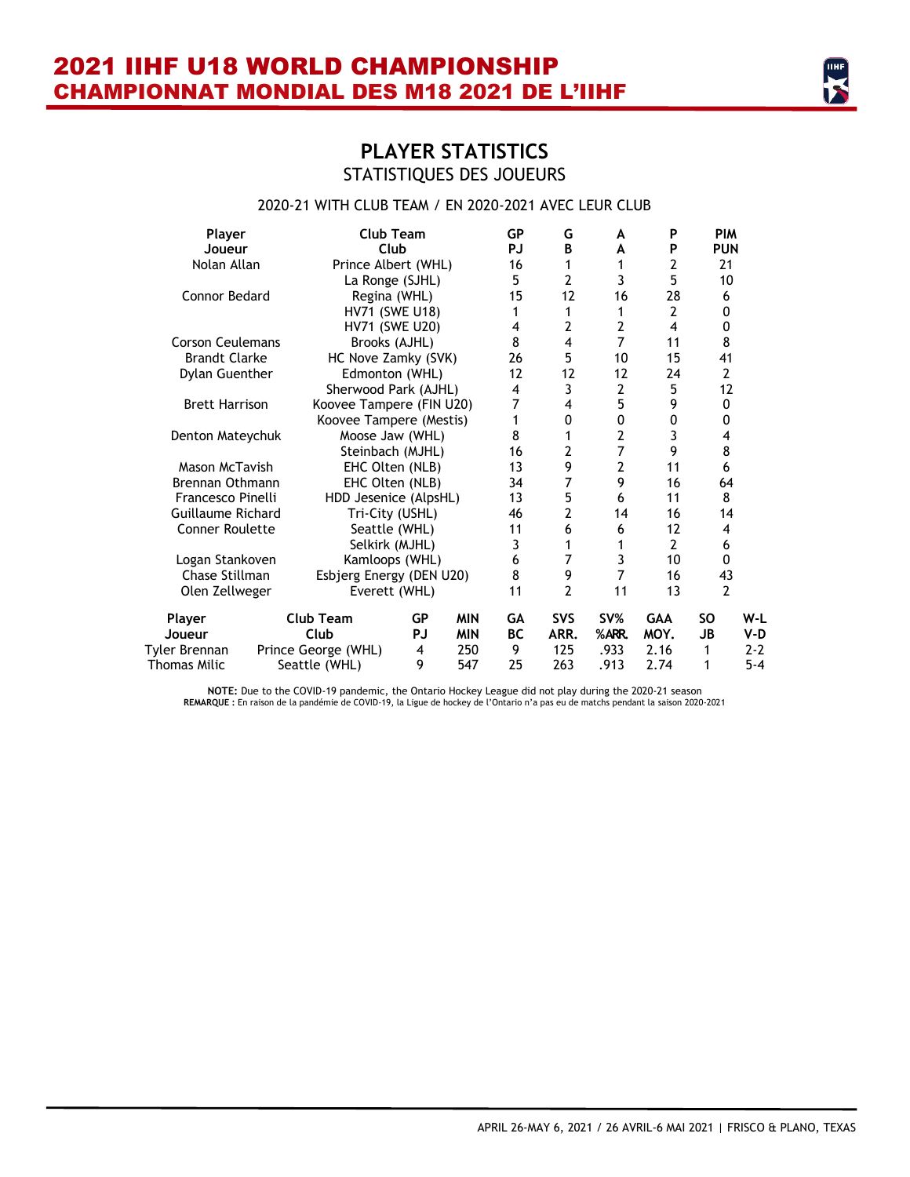## PLAYER STATISTICS
### STATISTIQUES DES JOUEURS

2020-21 WITH CLUB TEAM / EN 2020-2021 AVEC LEUR CLUB

| Player<br>Joueur | Club Team<br>Club | GP<br>PJ | G<br>B | A<br>A | P<br>P | PIM<br>PUN |
|---|---|---|---|---|---|---|
| Nolan Allan | Prince Albert (WHL) | 16 | 1 | 1 | 2 | 21 |
| | La Ronge (SJHL) | 5 | 2 | 3 | 5 | 10 |
| Connor Bedard | Regina (WHL) | 15 | 12 | 16 | 28 | 6 |
| | HV71 (SWE U18) | 1 | 1 | 1 | 2 | 0 |
| | HV71 (SWE U20) | 4 | 2 | 2 | 4 | 0 |
| Corson Ceulemans | Brooks (AJHL) | 8 | 4 | 7 | 11 | 8 |
| Brandt Clarke | HC Nove Zamky (SVK) | 26 | 5 | 10 | 15 | 41 |
| Dylan Guenther | Edmonton (WHL) | 12 | 12 | 12 | 24 | 2 |
| | Sherwood Park (AJHL) | 4 | 3 | 2 | 5 | 12 |
| Brett Harrison | Koovee Tampere (FIN U20) | 7 | 4 | 5 | 9 | 0 |
| | Koovee Tampere (Mestis) | 1 | 0 | 0 | 0 | 0 |
| Denton Mateychuk | Moose Jaw (WHL) | 8 | 1 | 2 | 3 | 4 |
| | Steinbach (MJHL) | 16 | 2 | 7 | 9 | 8 |
| Mason McTavish | EHC Olten (NLB) | 13 | 9 | 2 | 11 | 6 |
| Brennan Othmann | EHC Olten (NLB) | 34 | 7 | 9 | 16 | 64 |
| Francesco Pinelli | HDD Jesenice (AlpsHL) | 13 | 5 | 6 | 11 | 8 |
| Guillaume Richard | Tri-City (USHL) | 46 | 2 | 14 | 16 | 14 |
| Conner Roulette | Seattle (WHL) | 11 | 6 | 6 | 12 | 4 |
| | Selkirk (MJHL) | 3 | 1 | 1 | 2 | 6 |
| Logan Stankoven | Kamloops (WHL) | 6 | 7 | 3 | 10 | 0 |
| Chase Stillman | Esbjerg Energy (DEN U20) | 8 | 9 | 7 | 16 | 43 |
| Olen Zellweger | Everett (WHL) | 11 | 2 | 11 | 13 | 2 |

| Player<br>Joueur | Club Team<br>Club | GP<br>PJ | MIN<br>MIN | GA<br>BC | SVS<br>ARR. | SV%<br>%ARR. | GAA<br>MOY. | SO<br>JB | W-L<br>V-D |
|---|---|---|---|---|---|---|---|---|---|
| Tyler Brennan | Prince George (WHL) | 4 | 250 | 9 | 125 | .933 | 2.16 | 1 | 2-2 |
| Thomas Milic | Seattle (WHL) | 9 | 547 | 25 | 263 | .913 | 2.74 | 1 | 5-4 |

**NOTE:** Due to the COVID-19 pandemic, the Ontario Hockey League did not play during the 2020-21 season
**REMARQUE :** En raison de la pandémie de COVID-19, la Ligue de hockey de l'Ontario n'a pas eu de matchs pendant la saison 2020-2021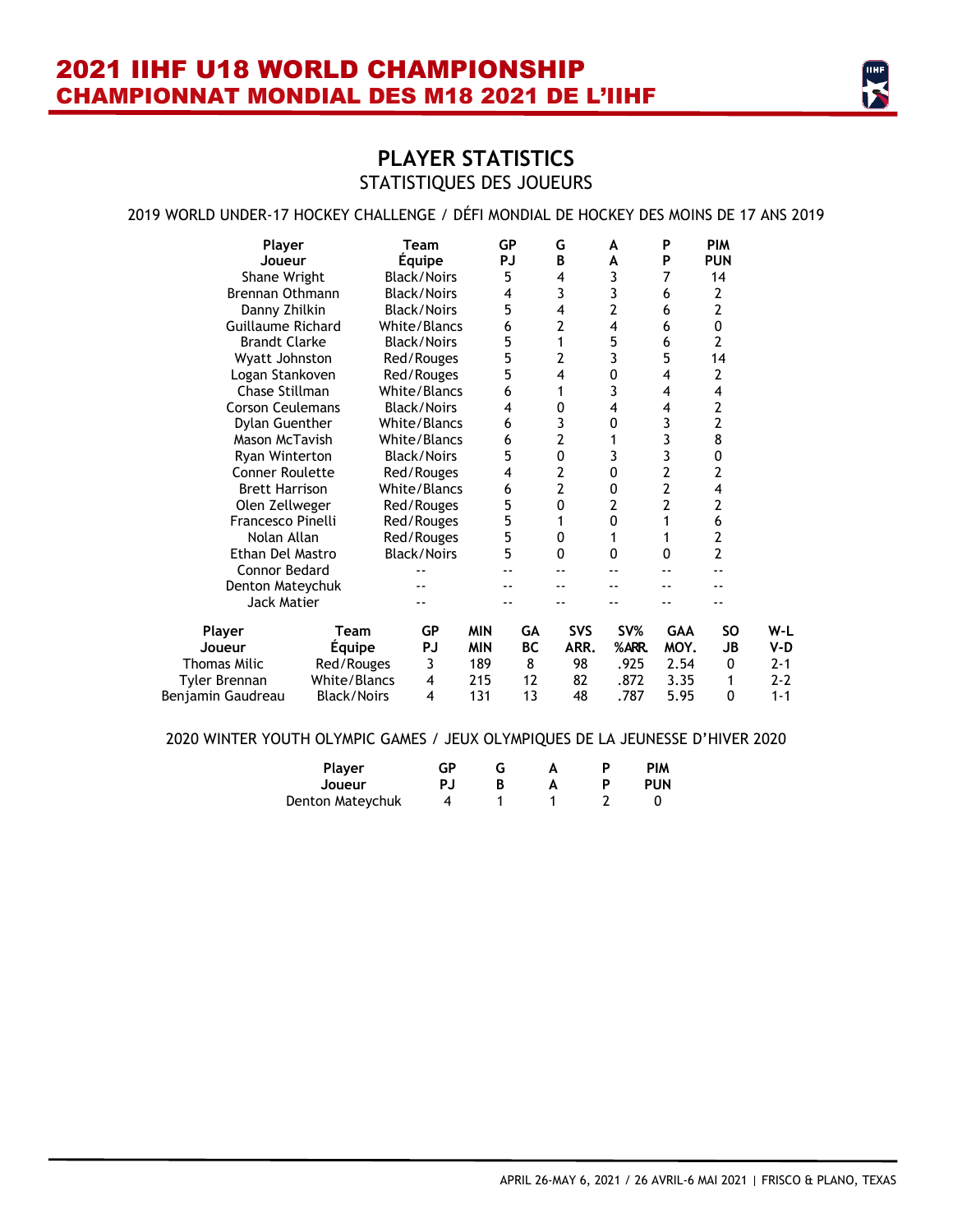## PLAYER STATISTICS
### STATISTIQUES DES JOUEURS

2019 WORLD UNDER-17 HOCKEY CHALLENGE / DÉFI MONDIAL DE HOCKEY DES MOINS DE 17 ANS 2019

| Player<br>Joueur | Team<br>Équipe | GP<br>PJ | G<br>B | A<br>A | P<br>P | PIM<br>PUN |
|---|---|---|---|---|---|---|
| Shane Wright | Black/Noirs | 5 | 4 | 3 | 7 | 14 |
| Brennan Othmann | Black/Noirs | 4 | 3 | 3 | 6 | 2 |
| Danny Zhilkin | Black/Noirs | 5 | 4 | 2 | 6 | 2 |
| Guillaume Richard | White/Blancs | 6 | 2 | 4 | 6 | 0 |
| Brandt Clarke | Black/Noirs | 5 | 1 | 5 | 6 | 2 |
| Wyatt Johnston | Red/Rouges | 5 | 2 | 3 | 5 | 14 |
| Logan Stankoven | Red/Rouges | 5 | 4 | 0 | 4 | 2 |
| Chase Stillman | White/Blancs | 6 | 1 | 3 | 4 | 4 |
| Corson Ceulemans | Black/Noirs | 4 | 0 | 4 | 4 | 2 |
| Dylan Guenther | White/Blancs | 6 | 3 | 0 | 3 | 2 |
| Mason McTavish | White/Blancs | 6 | 2 | 1 | 3 | 8 |
| Ryan Winterton | Black/Noirs | 5 | 0 | 3 | 3 | 0 |
| Conner Roulette | Red/Rouges | 4 | 2 | 0 | 2 | 2 |
| Brett Harrison | White/Blancs | 6 | 2 | 0 | 2 | 4 |
| Olen Zellweger | Red/Rouges | 5 | 0 | 2 | 2 | 2 |
| Francesco Pinelli | Red/Rouges | 5 | 1 | 0 | 1 | 6 |
| Nolan Allan | Red/Rouges | 5 | 0 | 1 | 1 | 2 |
| Ethan Del Mastro | Black/Noirs | 5 | 0 | 0 | 0 | 2 |
| Connor Bedard | -- | -- | -- | -- | -- | -- |
| Denton Mateychuk | -- | -- | -- | -- | -- | -- |
| Jack Matier | -- | -- | -- | -- | -- | -- |

| Player<br>Joueur | Team<br>Équipe | GP<br>PJ | MIN<br>MIN | GA<br>BC | SVS<br>ARR. | SV%<br>%ARR. | GAA<br>MOY. | SO<br>JB | W-L<br>V-D |
|---|---|---|---|---|---|---|---|---|---|
| Thomas Milic | Red/Rouges | 3 | 189 | 8 | 98 | .925 | 2.54 | 0 | 2-1 |
| Tyler Brennan | White/Blancs | 4 | 215 | 12 | 82 | .872 | 3.35 | 1 | 2-2 |
| Benjamin Gaudreau | Black/Noirs | 4 | 131 | 13 | 48 | .787 | 5.95 | 0 | 1-1 |

2020 WINTER YOUTH OLYMPIC GAMES / JEUX OLYMPIQUES DE LA JEUNESSE D'HIVER 2020

| Player<br>Joueur | GP<br>PJ | G<br>B | A<br>A | P<br>P | PIM<br>PUN |
|---|---|---|---|---|---|
| Denton Mateychuk | 4 | 1 | 1 | 2 | 0 |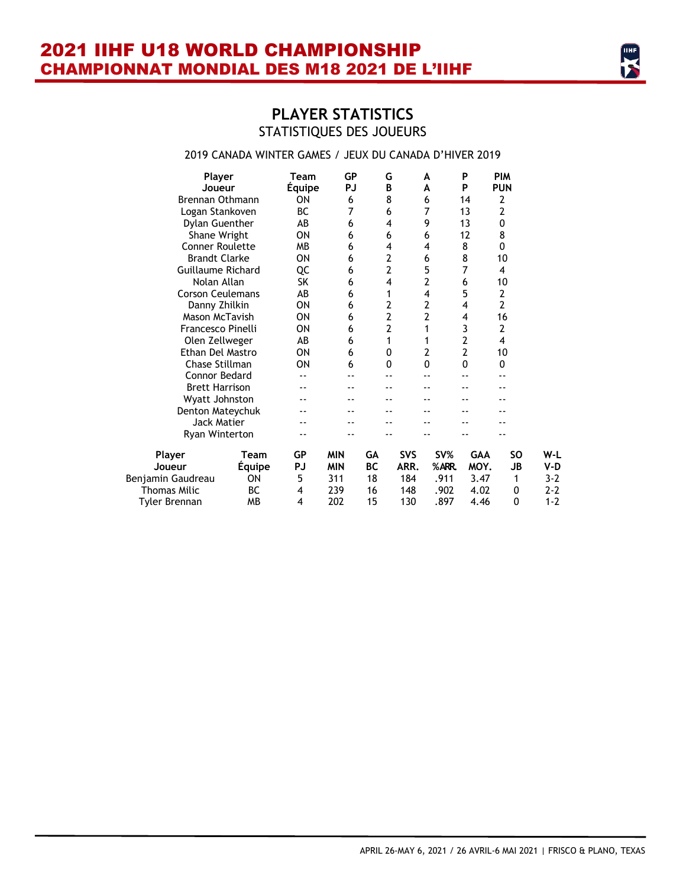## PLAYER STATISTICS
### STATISTIQUES DES JOUEURS

2019 CANADA WINTER GAMES / JEUX DU CANADA D'HIVER 2019

| Player<br>Joueur | Team<br>Équipe | GP<br>PJ | G<br>B | A<br>A | P<br>P | PIM<br>PUN |
|---|---|---|---|---|---|---|
| Brennan Othmann | ON | 6 | 8 | 6 | 14 | 2 |
| Logan Stankoven | BC | 7 | 6 | 7 | 13 | 2 |
| Dylan Guenther | AB | 6 | 4 | 9 | 13 | 0 |
| Shane Wright | ON | 6 | 6 | 6 | 12 | 8 |
| Conner Roulette | MB | 6 | 4 | 4 | 8 | 0 |
| Brandt Clarke | ON | 6 | 2 | 6 | 8 | 10 |
| Guillaume Richard | QC | 6 | 2 | 5 | 7 | 4 |
| Nolan Allan | SK | 6 | 4 | 2 | 6 | 10 |
| Corson Ceulemans | AB | 6 | 1 | 4 | 5 | 2 |
| Danny Zhilkin | ON | 6 | 2 | 2 | 4 | 2 |
| Mason McTavish | ON | 6 | 2 | 2 | 4 | 16 |
| Francesco Pinelli | ON | 6 | 2 | 1 | 3 | 2 |
| Olen Zellweger | AB | 6 | 1 | 1 | 2 | 4 |
| Ethan Del Mastro | ON | 6 | 0 | 2 | 2 | 10 |
| Chase Stillman | ON | 6 | 0 | 0 | 0 | 0 |
| Connor Bedard | -- | -- | -- | -- | -- | -- |
| Brett Harrison | -- | -- | -- | -- | -- | -- |
| Wyatt Johnston | -- | -- | -- | -- | -- | -- |
| Denton Mateychuk | -- | -- | -- | -- | -- | -- |
| Jack Matier | -- | -- | -- | -- | -- | -- |
| Ryan Winterton | -- | -- | -- | -- | -- | -- |

| Player<br>Joueur | Team<br>Équipe | GP<br>PJ | MIN<br>MIN | GA<br>BC | SVS<br>ARR. | SV%<br>%ARR. | GAA<br>MOY. | SO<br>JB | W-L<br>V-D |
|---|---|---|---|---|---|---|---|---|---|
| Benjamin Gaudreau | ON | 5 | 311 | 18 | 184 | .911 | 3.47 | 1 | 3-2 |
| Thomas Milic | BC | 4 | 239 | 16 | 148 | .902 | 4.02 | 0 | 2-2 |
| Tyler Brennan | MB | 4 | 202 | 15 | 130 | .897 | 4.46 | 0 | 1-2 |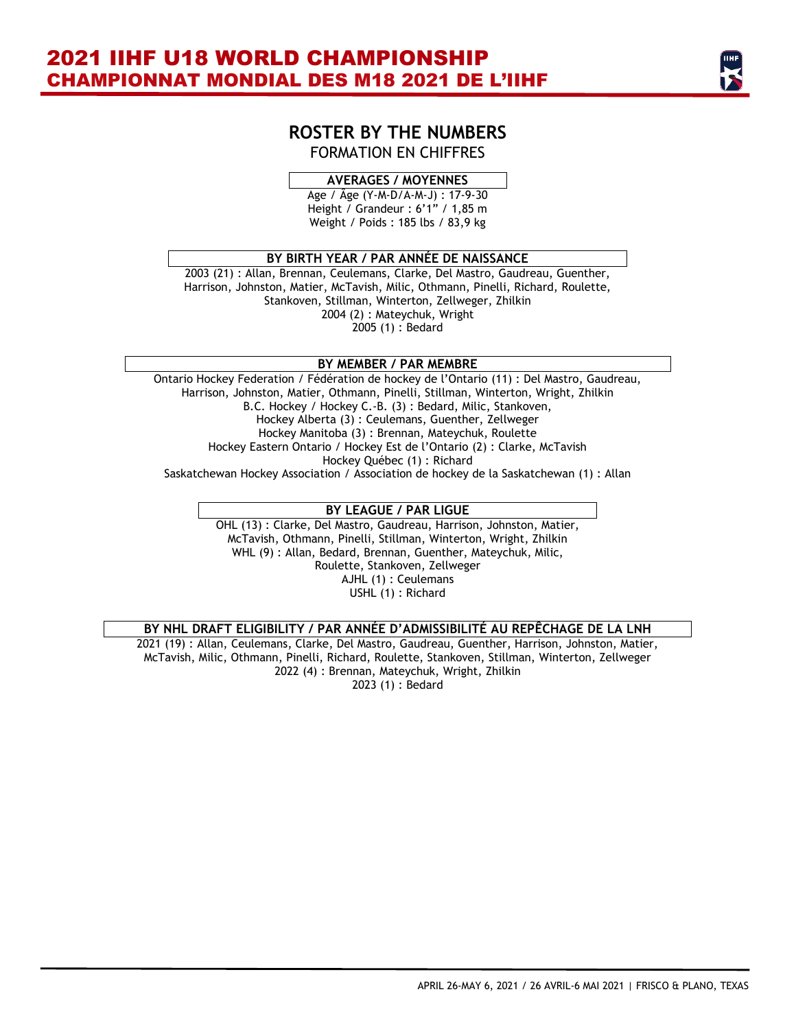# ROSTER BY THE NUMBERS

FORMATION EN CHIFFRES

## AVERAGES / MOYENNES

Age / Âge (Y-M-D/A-M-J) : 17-9-30
Height / Grandeur : 6'1" / 1,85 m
Weight / Poids : 185 lbs / 83,9 kg

## BY BIRTH YEAR / PAR ANNÉE DE NAISSANCE

2003 (21) : Allan, Brennan, Ceulemans, Clarke, Del Mastro, Gaudreau, Guenther, Harrison, Johnston, Matier, McTavish, Milic, Othmann, Pinelli, Richard, Roulette, Stankoven, Stillman, Winterton, Zellweger, Zhilkin
2004 (2) : Mateychuk, Wright
2005 (1) : Bedard

## BY MEMBER / PAR MEMBRE

Ontario Hockey Federation / Fédération de hockey de l'Ontario (11) : Del Mastro, Gaudreau, Harrison, Johnston, Matier, Othmann, Pinelli, Stillman, Winterton, Wright, Zhilkin
B.C. Hockey / Hockey C.-B. (3) : Bedard, Milic, Stankoven,
Hockey Alberta (3) : Ceulemans, Guenther, Zellweger
Hockey Manitoba (3) : Brennan, Mateychuk, Roulette
Hockey Eastern Ontario / Hockey Est de l'Ontario (2) : Clarke, McTavish
Hockey Québec (1) : Richard
Saskatchewan Hockey Association / Association de hockey de la Saskatchewan (1) : Allan

## BY LEAGUE / PAR LIGUE

OHL (13) : Clarke, Del Mastro, Gaudreau, Harrison, Johnston, Matier, McTavish, Othmann, Pinelli, Stillman, Winterton, Wright, Zhilkin
WHL (9) : Allan, Bedard, Brennan, Guenther, Mateychuk, Milic, Roulette, Stankoven, Zellweger
AJHL (1) : Ceulemans
USHL (1) : Richard

## BY NHL DRAFT ELIGIBILITY / PAR ANNÉE D'ADMISSIBILITÉ AU REPÊCHAGE DE LA LNH

2021 (19) : Allan, Ceulemans, Clarke, Del Mastro, Gaudreau, Guenther, Harrison, Johnston, Matier, McTavish, Milic, Othmann, Pinelli, Richard, Roulette, Stankoven, Stillman, Winterton, Zellweger
2022 (4) : Brennan, Mateychuk, Wright, Zhilkin
2023 (1) : Bedard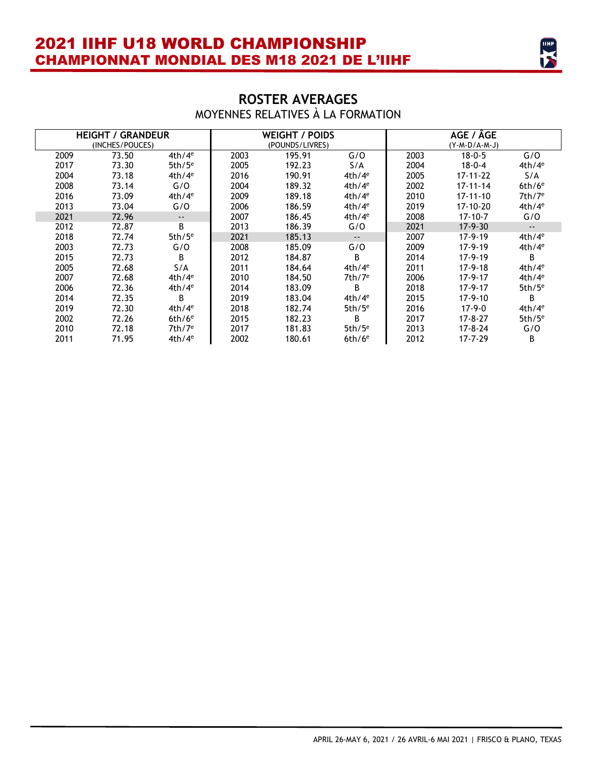## ROSTER AVERAGES

MOYENNES RELATIVES À LA FORMATION

| HEIGHT / GRANDEUR (INCHES/POUCES) | | | WEIGHT / POIDS (POUNDS/LIVRES) | | | AGE / ÂGE (Y-M-D/A-M-J) | | |
|---|---|---|---|---|---|---|---|---|
| 2009 | 73.50 | 4th/4e | 2003 | 195.91 | G/O | 2003 | 18-0-5 | G/O |
| 2017 | 73.30 | 5th/5e | 2005 | 192.23 | S/A | 2004 | 18-0-4 | 4th/4e |
| 2004 | 73.18 | 4th/4e | 2016 | 190.91 | 4th/4e | 2005 | 17-11-22 | S/A |
| 2008 | 73.14 | G/O | 2004 | 189.32 | 4th/4e | 2002 | 17-11-14 | 6th/6e |
| 2016 | 73.09 | 4th/4e | 2009 | 189.18 | 4th/4e | 2010 | 17-11-10 | 7th/7e |
| 2013 | 73.04 | G/O | 2006 | 186.59 | 4th/4e | 2019 | 17-10-20 | 4th/4e |
| 2021 | 72.96 | -- | 2007 | 186.45 | 4th/4e | 2008 | 17-10-7 | G/O |
| 2012 | 72.87 | B | 2013 | 186.39 | G/O | 2021 | 17-9-30 | -- |
| 2018 | 72.74 | 5th/5e | 2021 | 185.13 | -- | 2007 | 17-9-19 | 4th/4e |
| 2003 | 72.73 | G/O | 2008 | 185.09 | G/O | 2009 | 17-9-19 | 4th/4e |
| 2015 | 72.73 | B | 2012 | 184.87 | B | 2014 | 17-9-19 | B |
| 2005 | 72.68 | S/A | 2011 | 184.64 | 4th/4e | 2011 | 17-9-18 | 4th/4e |
| 2007 | 72.68 | 4th/4e | 2010 | 184.50 | 7th/7e | 2006 | 17-9-17 | 4th/4e |
| 2006 | 72.36 | 4th/4e | 2014 | 183.09 | B | 2018 | 17-9-17 | 5th/5e |
| 2014 | 72.35 | B | 2019 | 183.04 | 4th/4e | 2015 | 17-9-10 | B |
| 2019 | 72.30 | 4th/4e | 2018 | 182.74 | 5th/5e | 2016 | 17-9-0 | 4th/4e |
| 2002 | 72.26 | 6th/6e | 2015 | 182.23 | B | 2017 | 17-8-27 | 5th/5e |
| 2010 | 72.18 | 7th/7e | 2017 | 181.83 | 5th/5e | 2013 | 17-8-24 | G/O |
| 2011 | 71.95 | 4th/4e | 2002 | 180.61 | 6th/6e | 2012 | 17-7-29 | B |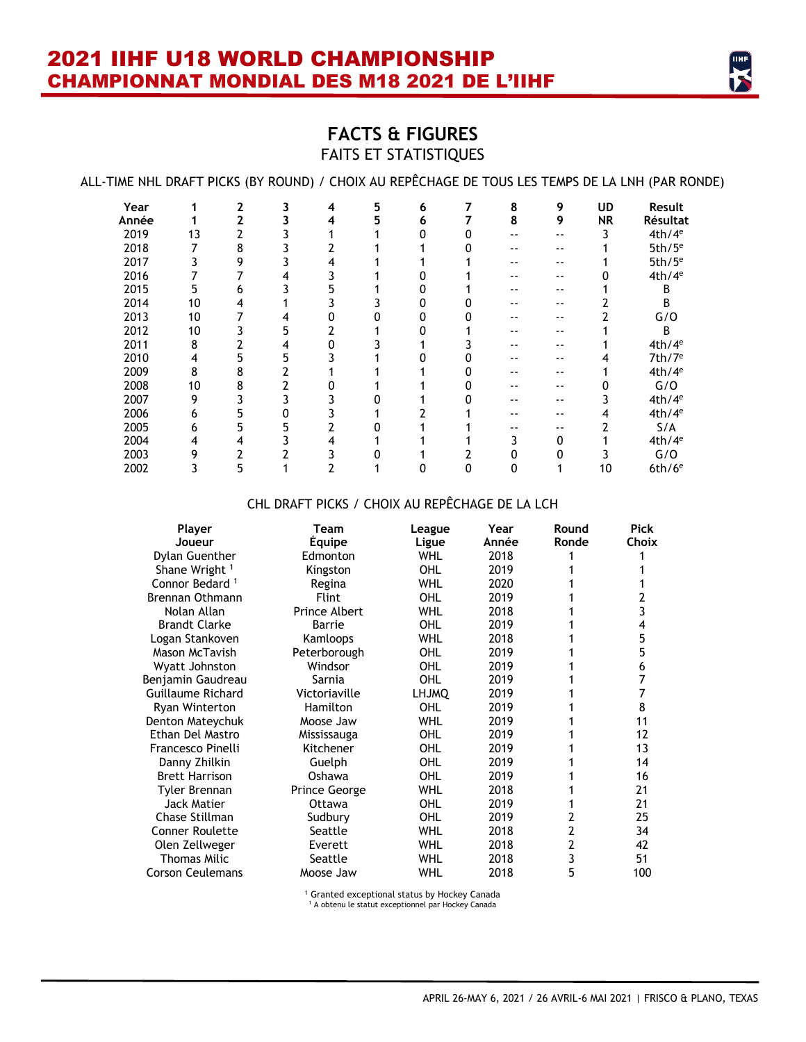# FACTS & FIGURES

## FAITS ET STATISTIQUES

ALL-TIME NHL DRAFT PICKS (BY ROUND) / CHOIX AU REPÊCHAGE DE TOUS LES TEMPS DE LA LNH (PAR RONDE)

| Year<br>Année | 1<br>1 | 2<br>2 | 3<br>3 | 4<br>4 | 5<br>5 | 6<br>6 | 7<br>7 | 8<br>8 | 9<br>9 | UD<br>NR | Result<br>Résultat |
|---|---|---|---|---|---|---|---|---|---|---|---|
| 2019 | 13 | 2 | 3 | 1 | 1 | 0 | 0 | -- | -- | 3 | 4th/4e |
| 2018 | 7 | 8 | 3 | 2 | 1 | 1 | 0 | -- | -- | 1 | 5th/5e |
| 2017 | 3 | 9 | 3 | 4 | 1 | 1 | 1 | -- | -- | 1 | 5th/5e |
| 2016 | 7 | 7 | 4 | 3 | 1 | 0 | 1 | -- | -- | 0 | 4th/4e |
| 2015 | 5 | 6 | 3 | 5 | 1 | 0 | 1 | -- | -- | 1 | B |
| 2014 | 10 | 4 | 1 | 3 | 3 | 0 | 0 | -- | -- | 2 | B |
| 2013 | 10 | 7 | 4 | 0 | 0 | 0 | 0 | -- | -- | 2 | G/O |
| 2012 | 10 | 3 | 5 | 2 | 1 | 0 | 1 | -- | -- | 1 | B |
| 2011 | 8 | 2 | 4 | 0 | 3 | 1 | 3 | -- | -- | 1 | 4th/4e |
| 2010 | 4 | 5 | 5 | 3 | 1 | 0 | 0 | -- | -- | 4 | 7th/7e |
| 2009 | 8 | 8 | 2 | 1 | 1 | 1 | 0 | -- | -- | 1 | 4th/4e |
| 2008 | 10 | 8 | 2 | 0 | 1 | 1 | 0 | -- | -- | 0 | G/O |
| 2007 | 9 | 3 | 3 | 3 | 0 | 1 | 0 | -- | -- | 3 | 4th/4e |
| 2006 | 6 | 5 | 0 | 3 | 1 | 2 | 1 | -- | -- | 4 | 4th/4e |
| 2005 | 6 | 5 | 5 | 2 | 0 | 1 | 1 | -- | -- | 2 | S/A |
| 2004 | 4 | 4 | 3 | 4 | 1 | 1 | 1 | 3 | 0 | 1 | 4th/4e |
| 2003 | 9 | 2 | 2 | 3 | 0 | 1 | 2 | 0 | 0 | 3 | G/O |
| 2002 | 3 | 5 | 1 | 2 | 1 | 0 | 0 | 0 | 1 | 10 | 6th/6e |

CHL DRAFT PICKS / CHOIX AU REPÊCHAGE DE LA LCH

| Player<br>Joueur | Team<br>Équipe | League<br>Ligue | Year<br>Année | Round<br>Ronde | Pick<br>Choix |
|---|---|---|---|---|---|
| Dylan Guenther | Edmonton | WHL | 2018 | 1 | 1 |
| Shane Wright [1] | Kingston | OHL | 2019 | 1 | 1 |
| Connor Bedard [1] | Regina | WHL | 2020 | 1 | 1 |
| Brennan Othmann | Flint | OHL | 2019 | 1 | 2 |
| Nolan Allan | Prince Albert | WHL | 2018 | 1 | 3 |
| Brandt Clarke | Barrie | OHL | 2019 | 1 | 4 |
| Logan Stankoven | Kamloops | WHL | 2018 | 1 | 5 |
| Mason McTavish | Peterborough | OHL | 2019 | 1 | 5 |
| Wyatt Johnston | Windsor | OHL | 2019 | 1 | 6 |
| Benjamin Gaudreau | Sarnia | OHL | 2019 | 1 | 7 |
| Guillaume Richard | Victoriaville | LHJMQ | 2019 | 1 | 7 |
| Ryan Winterton | Hamilton | OHL | 2019 | 1 | 8 |
| Denton Mateychuk | Moose Jaw | WHL | 2019 | 1 | 11 |
| Ethan Del Mastro | Mississauga | OHL | 2019 | 1 | 12 |
| Francesco Pinelli | Kitchener | OHL | 2019 | 1 | 13 |
| Danny Zhilkin | Guelph | OHL | 2019 | 1 | 14 |
| Brett Harrison | Oshawa | OHL | 2019 | 1 | 16 |
| Tyler Brennan | Prince George | WHL | 2018 | 1 | 21 |
| Jack Matier | Ottawa | OHL | 2019 | 1 | 21 |
| Chase Stillman | Sudbury | OHL | 2019 | 2 | 25 |
| Conner Roulette | Seattle | WHL | 2018 | 2 | 34 |
| Olen Zellweger | Everett | WHL | 2018 | 2 | 42 |
| Thomas Milic | Seattle | WHL | 2018 | 3 | 51 |
| Corson Ceulemans | Moose Jaw | WHL | 2018 | 5 | 100 |

[1] Granted exceptional status by Hockey Canada
[1] A obtenu le statut exceptionnel par Hockey Canada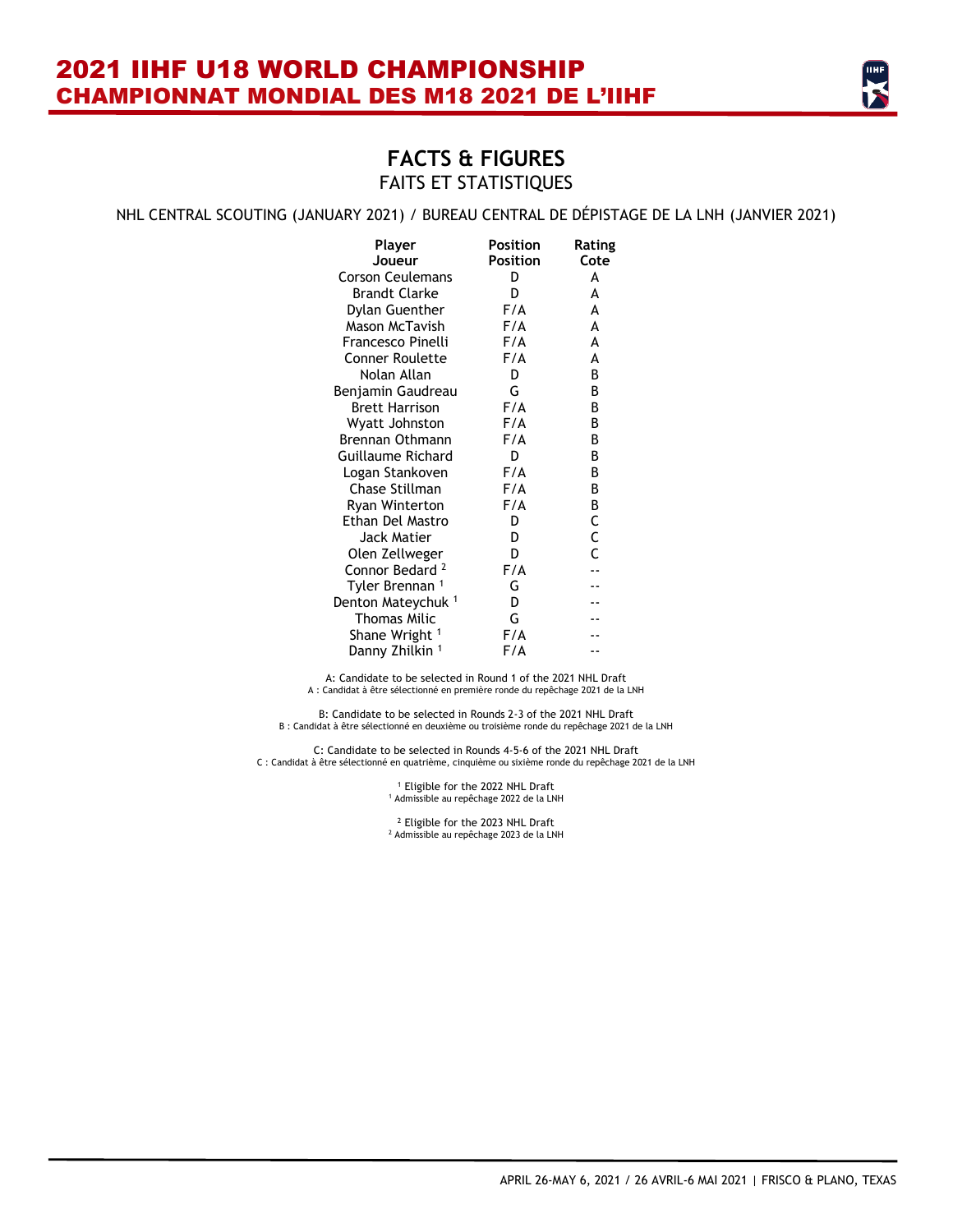# FACTS & FIGURES

## FAITS ET STATISTIQUES

NHL CENTRAL SCOUTING (JANUARY 2021) / BUREAU CENTRAL DE DÉPISTAGE DE LA LNH (JANVIER 2021)

| Player<br>Joueur | Position<br>Position | Rating<br>Cote |
|---|---|---|
| Corson Ceulemans | D | A |
| Brandt Clarke | D | A |
| Dylan Guenther | F/A | A |
| Mason McTavish | F/A | A |
| Francesco Pinelli | F/A | A |
| Conner Roulette | F/A | A |
| Nolan Allan | D | B |
| Benjamin Gaudreau | G | B |
| Brett Harrison | F/A | B |
| Wyatt Johnston | F/A | B |
| Brennan Othmann | F/A | B |
| Guillaume Richard | D | B |
| Logan Stankoven | F/A | B |
| Chase Stillman | F/A | B |
| Ryan Winterton | F/A | B |
| Ethan Del Mastro | D | C |
| Jack Matier | D | C |
| Olen Zellweger | D | C |
| Connor Bedard [2] | F/A | -- |
| Tyler Brennan [1] | G | -- |
| Denton Mateychuk [1] | D | -- |
| Thomas Milic | G | -- |
| Shane Wright [1] | F/A | -- |
| Danny Zhilkin [1] | F/A | -- |

A: Candidate to be selected in Round 1 of the 2021 NHL Draft
A : Candidat à être sélectionné en première ronde du repêchage 2021 de la LNH

B: Candidate to be selected in Rounds 2-3 of the 2021 NHL Draft
B : Candidat à être sélectionné en deuxième ou troisième ronde du repêchage 2021 de la LNH

C: Candidate to be selected in Rounds 4-5-6 of the 2021 NHL Draft
C : Candidat à être sélectionné en quatrième, cinquième ou sixième ronde du repêchage 2021 de la LNH

[1] Eligible for the 2022 NHL Draft
[1] Admissible au repêchage 2022 de la LNH

[2] Eligible for the 2023 NHL Draft
[2] Admissible au repêchage 2023 de la LNH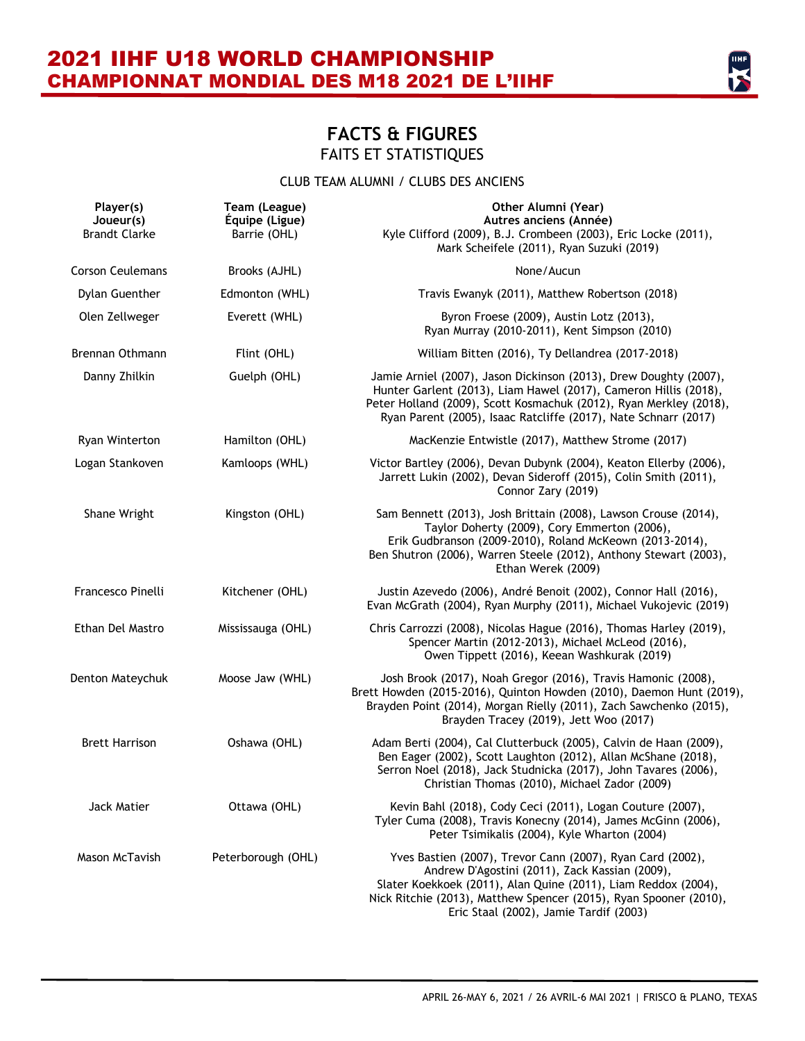# 2021 IIHF U18 WORLD CHAMPIONSHIP
# CHAMPIONNAT MONDIAL DES M18 2021 DE L'IIHF

## FACTS & FIGURES
FAITS ET STATISTIQUES

CLUB TEAM ALUMNI / CLUBS DES ANCIENS

| Player(s) Joueur(s) | Team (League) Équipe (Ligue) | Other Alumni (Year) Autres anciens (Année) |
|---|---|---|
| Brandt Clarke | Barrie (OHL) | Kyle Clifford (2009), B.J. Crombeen (2003), Eric Locke (2011), Mark Scheifele (2011), Ryan Suzuki (2019) |
| Corson Ceulemans | Brooks (AJHL) | None/Aucun |
| Dylan Guenther | Edmonton (WHL) | Travis Ewanyk (2011), Matthew Robertson (2018) |
| Olen Zellweger | Everett (WHL) | Byron Froese (2009), Austin Lotz (2013), Ryan Murray (2010-2011), Kent Simpson (2010) |
| Brennan Othmann | Flint (OHL) | William Bitten (2016), Ty Dellandrea (2017-2018) |
| Danny Zhilkin | Guelph (OHL) | Jamie Arniel (2007), Jason Dickinson (2013), Drew Doughty (2007), Hunter Garlent (2013), Liam Hawel (2017), Cameron Hillis (2018), Peter Holland (2009), Scott Kosmachuk (2012), Ryan Merkley (2018), Ryan Parent (2005), Isaac Ratcliffe (2017), Nate Schnarr (2017) |
| Ryan Winterton | Hamilton (OHL) | MacKenzie Entwistle (2017), Matthew Strome (2017) |
| Logan Stankoven | Kamloops (WHL) | Victor Bartley (2006), Devan Dubynk (2004), Keaton Ellerby (2006), Jarrett Lukin (2002), Devan Sideroff (2015), Colin Smith (2011), Connor Zary (2019) |
| Shane Wright | Kingston (OHL) | Sam Bennett (2013), Josh Brittain (2008), Lawson Crouse (2014), Taylor Doherty (2009), Cory Emmerton (2006), Erik Gudbranson (2009-2010), Roland McKeown (2013-2014), Ben Shutron (2006), Warren Steele (2012), Anthony Stewart (2003), Ethan Werek (2009) |
| Francesco Pinelli | Kitchener (OHL) | Justin Azevedo (2006), André Benoit (2002), Connor Hall (2016), Evan McGrath (2004), Ryan Murphy (2011), Michael Vukojevic (2019) |
| Ethan Del Mastro | Mississauga (OHL) | Chris Carrozzi (2008), Nicolas Hague (2016), Thomas Harley (2019), Spencer Martin (2012-2013), Michael McLeod (2016), Owen Tippett (2016), Keean Washkurak (2019) |
| Denton Mateychuk | Moose Jaw (WHL) | Josh Brook (2017), Noah Gregor (2016), Travis Hamonic (2008), Brett Howden (2015-2016), Quinton Howden (2010), Daemon Hunt (2019), Brayden Point (2014), Morgan Rielly (2011), Zach Sawchenko (2015), Brayden Tracey (2019), Jett Woo (2017) |
| Brett Harrison | Oshawa (OHL) | Adam Berti (2004), Cal Clutterbuck (2005), Calvin de Haan (2009), Ben Eager (2002), Scott Laughton (2012), Allan McShane (2018), Serron Noel (2018), Jack Studnicka (2017), John Tavares (2006), Christian Thomas (2010), Michael Zador (2009) |
| Jack Matier | Ottawa (OHL) | Kevin Bahl (2018), Cody Ceci (2011), Logan Couture (2007), Tyler Cuma (2008), Travis Konecny (2014), James McGinn (2006), Peter Tsimikalis (2004), Kyle Wharton (2004) |
| Mason McTavish | Peterborough (OHL) | Yves Bastien (2007), Trevor Cann (2007), Ryan Card (2002), Andrew D'Agostini (2011), Zack Kassian (2009), Slater Koekkoek (2011), Alan Quine (2011), Liam Reddox (2004), Nick Ritchie (2013), Matthew Spencer (2015), Ryan Spooner (2010), Eric Staal (2002), Jamie Tardif (2003) |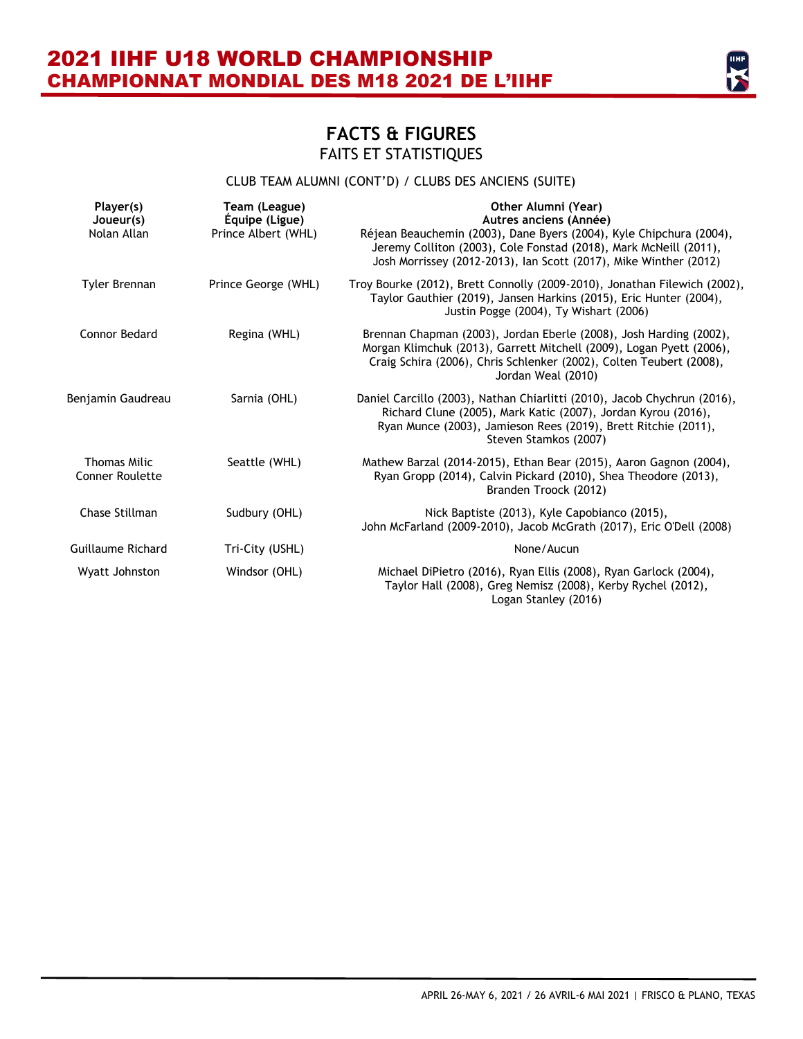## FACTS & FIGURES
### FAITS ET STATISTIQUES

CLUB TEAM ALUMNI (CONT'D) / CLUBS DES ANCIENS (SUITE)

| Player(s) Joueur(s) | Team (League) Équipe (Ligue) | Other Alumni (Year) Autres anciens (Année) |
|---|---|---|
| Nolan Allan | Prince Albert (WHL) | Réjean Beauchemin (2003), Dane Byers (2004), Kyle Chipchura (2004), Jeremy Colliton (2003), Cole Fonstad (2018), Mark McNeill (2011), Josh Morrissey (2012-2013), Ian Scott (2017), Mike Winther (2012) |
| Tyler Brennan | Prince George (WHL) | Troy Bourke (2012), Brett Connolly (2009-2010), Jonathan Filewich (2002), Taylor Gauthier (2019), Jansen Harkins (2015), Eric Hunter (2004), Justin Pogge (2004), Ty Wishart (2006) |
| Connor Bedard | Regina (WHL) | Brennan Chapman (2003), Jordan Eberle (2008), Josh Harding (2002), Morgan Klimchuk (2013), Garrett Mitchell (2009), Logan Pyett (2006), Craig Schira (2006), Chris Schlenker (2002), Colten Teubert (2008), Jordan Weal (2010) |
| Benjamin Gaudreau | Sarnia (OHL) | Daniel Carcillo (2003), Nathan Chiarlitti (2010), Jacob Chychrun (2016), Richard Clune (2005), Mark Katic (2007), Jordan Kyrou (2016), Ryan Munce (2003), Jamieson Rees (2019), Brett Ritchie (2011), Steven Stamkos (2007) |
| Thomas Milic<br>Conner Roulette | Seattle (WHL) | Mathew Barzal (2014-2015), Ethan Bear (2015), Aaron Gagnon (2004), Ryan Gropp (2014), Calvin Pickard (2010), Shea Theodore (2013), Branden Troock (2012) |
| Chase Stillman | Sudbury (OHL) | Nick Baptiste (2013), Kyle Capobianco (2015), John McFarland (2009-2010), Jacob McGrath (2017), Eric O'Dell (2008) |
| Guillaume Richard | Tri-City (USHL) | None/Aucun |
| Wyatt Johnston | Windsor (OHL) | Michael DiPietro (2016), Ryan Ellis (2008), Ryan Garlock (2004), Taylor Hall (2008), Greg Nemisz (2008), Kerby Rychel (2012), Logan Stanley (2016) |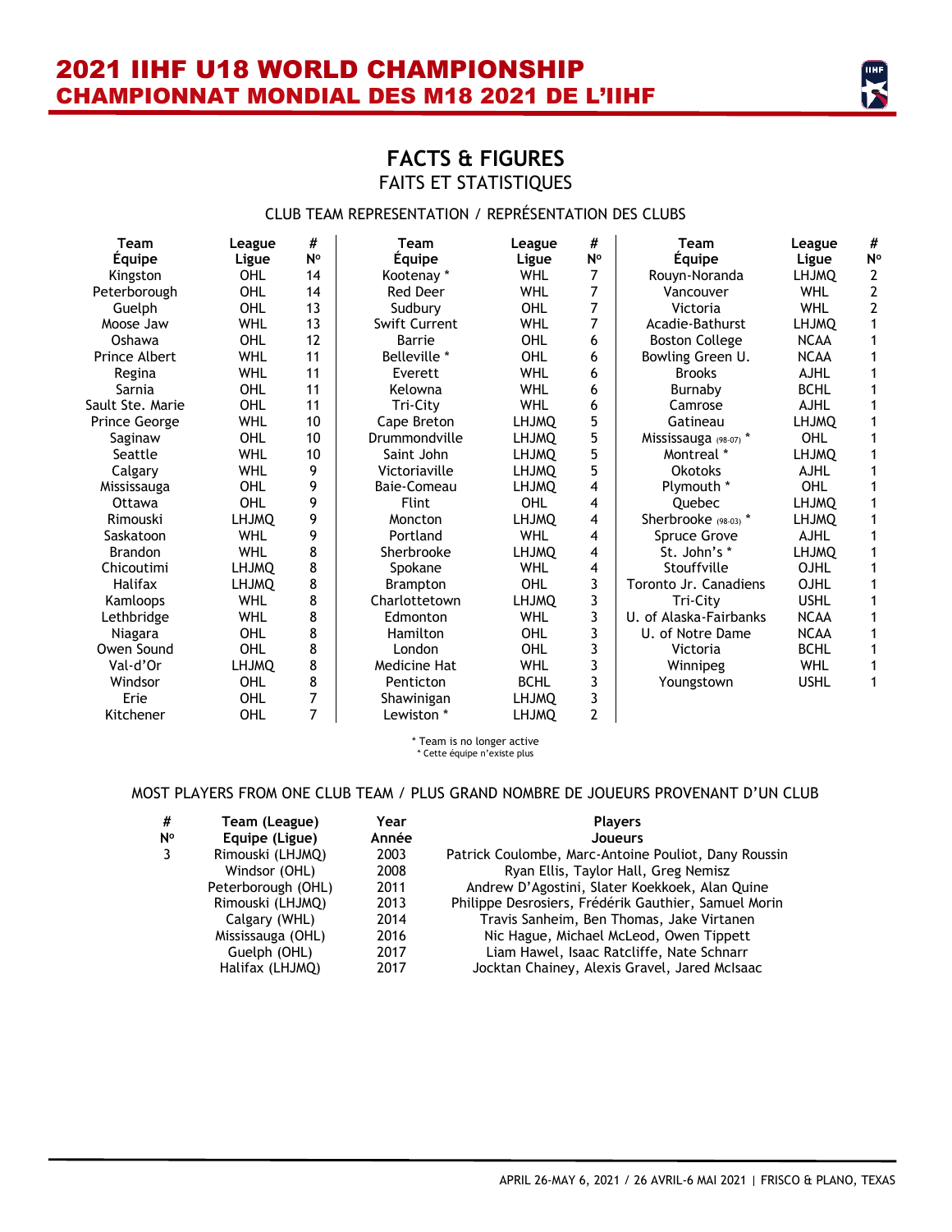# 2021 IIHF U18 WORLD CHAMPIONSHIP
# CHAMPIONNAT MONDIAL DES M18 2021 DE L'IIHF

## FACTS & FIGURES
### FAITS ET STATISTIQUES

CLUB TEAM REPRESENTATION / REPRÉSENTATION DES CLUBS

| Team<br>Équipe | League<br>Ligue | #<br>Nº |
|---|---|---|
| Kingston | OHL | 14 |
| Peterborough | OHL | 14 |
| Guelph | OHL | 13 |
| Moose Jaw | WHL | 13 |
| Oshawa | OHL | 12 |
| Prince Albert | WHL | 11 |
| Regina | WHL | 11 |
| Sarnia | OHL | 11 |
| Sault Ste. Marie | OHL | 11 |
| Prince George | WHL | 10 |
| Saginaw | OHL | 10 |
| Seattle | WHL | 10 |
| Calgary | WHL | 9 |
| Mississauga | OHL | 9 |
| Ottawa | OHL | 9 |
| Rimouski | LHJMQ | 9 |
| Saskatoon | WHL | 9 |
| Brandon | WHL | 8 |
| Chicoutimi | LHJMQ | 8 |
| Halifax | LHJMQ | 8 |
| Kamloops | WHL | 8 |
| Lethbridge | WHL | 8 |
| Niagara | OHL | 8 |
| Owen Sound | OHL | 8 |
| Val-d'Or | LHJMQ | 8 |
| Windsor | OHL | 8 |
| Erie | OHL | 7 |
| Kitchener | OHL | 7 |
| Kootenay * | WHL | 7 |
| Red Deer | WHL | 7 |
| Sudbury | OHL | 7 |
| Swift Current | WHL | 7 |
| Barrie | OHL | 6 |
| Belleville * | OHL | 6 |
| Everett | WHL | 6 |
| Kelowna | WHL | 6 |
| Tri-City | WHL | 6 |
| Cape Breton | LHJMQ | 5 |
| Drummondville | LHJMQ | 5 |
| Saint John | LHJMQ | 5 |
| Victoriaville | LHJMQ | 5 |
| Baie-Comeau | LHJMQ | 4 |
| Flint | OHL | 4 |
| Moncton | LHJMQ | 4 |
| Portland | WHL | 4 |
| Sherbrooke | LHJMQ | 4 |
| Spokane | WHL | 4 |
| Brampton | OHL | 3 |
| Charlottetown | LHJMQ | 3 |
| Edmonton | WHL | 3 |
| Hamilton | OHL | 3 |
| London | OHL | 3 |
| Medicine Hat | WHL | 3 |
| Penticton | BCHL | 3 |
| Shawinigan | LHJMQ | 3 |
| Lewiston * | LHJMQ | 2 |
| Rouyn-Noranda | LHJMQ | 2 |
| Vancouver | WHL | 2 |
| Victoria | WHL | 2 |
| Acadie-Bathurst | LHJMQ | 1 |
| Boston College | NCAA | 1 |
| Bowling Green U. | NCAA | 1 |
| Brooks | AJHL | 1 |
| Burnaby | BCHL | 1 |
| Camrose | AJHL | 1 |
| Gatineau | LHJMQ | 1 |
| Mississauga (98-07) * | OHL | 1 |
| Montreal * | LHJMQ | 1 |
| Okotoks | AJHL | 1 |
| Plymouth * | OHL | 1 |
| Quebec | LHJMQ | 1 |
| Sherbrooke (98-03) * | LHJMQ | 1 |
| Spruce Grove | AJHL | 1 |
| St. John's * | LHJMQ | 1 |
| Stouffville | OJHL | 1 |
| Toronto Jr. Canadiens | OJHL | 1 |
| Tri-City | USHL | 1 |
| U. of Alaska-Fairbanks | NCAA | 1 |
| U. of Notre Dame | NCAA | 1 |
| Victoria | BCHL | 1 |
| Winnipeg | WHL | 1 |
| Youngstown | USHL | 1 |

\* Team is no longer active
\* Cette équipe n'existe plus

MOST PLAYERS FROM ONE CLUB TEAM / PLUS GRAND NOMBRE DE JOUEURS PROVENANT D'UN CLUB

| #<br>Nº | Team (League)<br>Equipe (Ligue) | Year<br>Année | Players<br>Joueurs |
|---|---|---|---|
| 3 | Rimouski (LHJMQ) | 2003 | Patrick Coulombe, Marc-Antoine Pouliot, Dany Roussin |
| | Windsor (OHL) | 2008 | Ryan Ellis, Taylor Hall, Greg Nemisz |
| | Peterborough (OHL) | 2011 | Andrew D'Agostini, Slater Koekkoek, Alan Quine |
| | Rimouski (LHJMQ) | 2013 | Philippe Desrosiers, Frédérik Gauthier, Samuel Morin |
| | Calgary (WHL) | 2014 | Travis Sanheim, Ben Thomas, Jake Virtanen |
| | Mississauga (OHL) | 2016 | Nic Hague, Michael McLeod, Owen Tippett |
| | Guelph (OHL) | 2017 | Liam Hawel, Isaac Ratcliffe, Nate Schnarr |
| | Halifax (LHJMQ) | 2017 | Jocktan Chainey, Alexis Gravel, Jared McIsaac |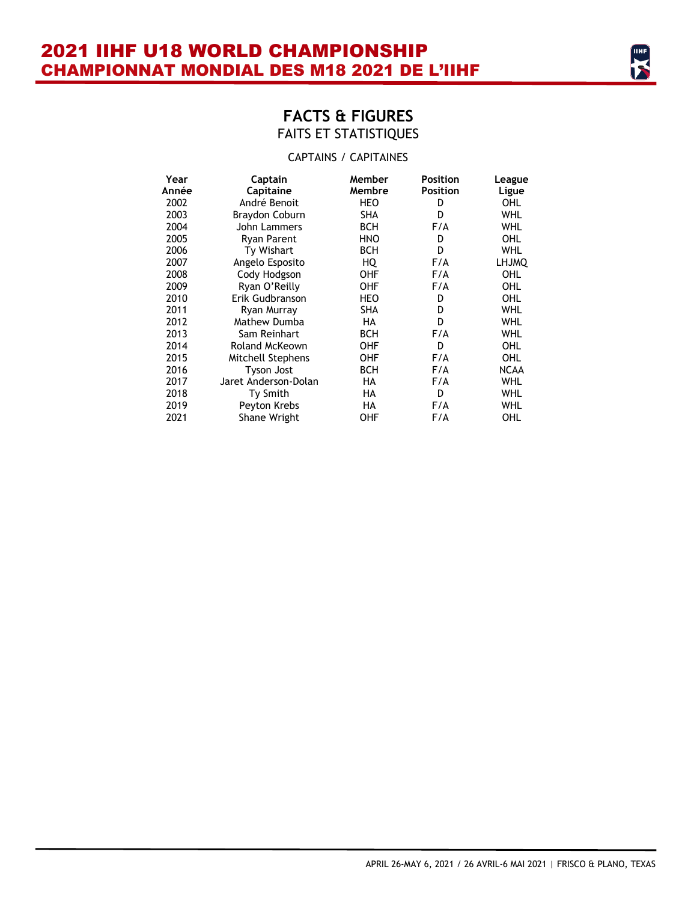## FACTS & FIGURES
FAITS ET STATISTIQUES

CAPTAINS / CAPITAINES

| Year<br>Année | Captain<br>Capitaine | Member<br>Membre | Position<br>Position | League<br>Ligue |
|---|---|---|---|---|
| 2002 | André Benoit | HEO | D | OHL |
| 2003 | Braydon Coburn | SHA | D | WHL |
| 2004 | John Lammers | BCH | F/A | WHL |
| 2005 | Ryan Parent | HNO | D | OHL |
| 2006 | Ty Wishart | BCH | D | WHL |
| 2007 | Angelo Esposito | HQ | F/A | LHJMQ |
| 2008 | Cody Hodgson | OHF | F/A | OHL |
| 2009 | Ryan O'Reilly | OHF | F/A | OHL |
| 2010 | Erik Gudbranson | HEO | D | OHL |
| 2011 | Ryan Murray | SHA | D | WHL |
| 2012 | Mathew Dumba | HA | D | WHL |
| 2013 | Sam Reinhart | BCH | F/A | WHL |
| 2014 | Roland McKeown | OHF | D | OHL |
| 2015 | Mitchell Stephens | OHF | F/A | OHL |
| 2016 | Tyson Jost | BCH | F/A | NCAA |
| 2017 | Jaret Anderson-Dolan | HA | F/A | WHL |
| 2018 | Ty Smith | HA | D | WHL |
| 2019 | Peyton Krebs | HA | F/A | WHL |
| 2021 | Shane Wright | OHF | F/A | OHL |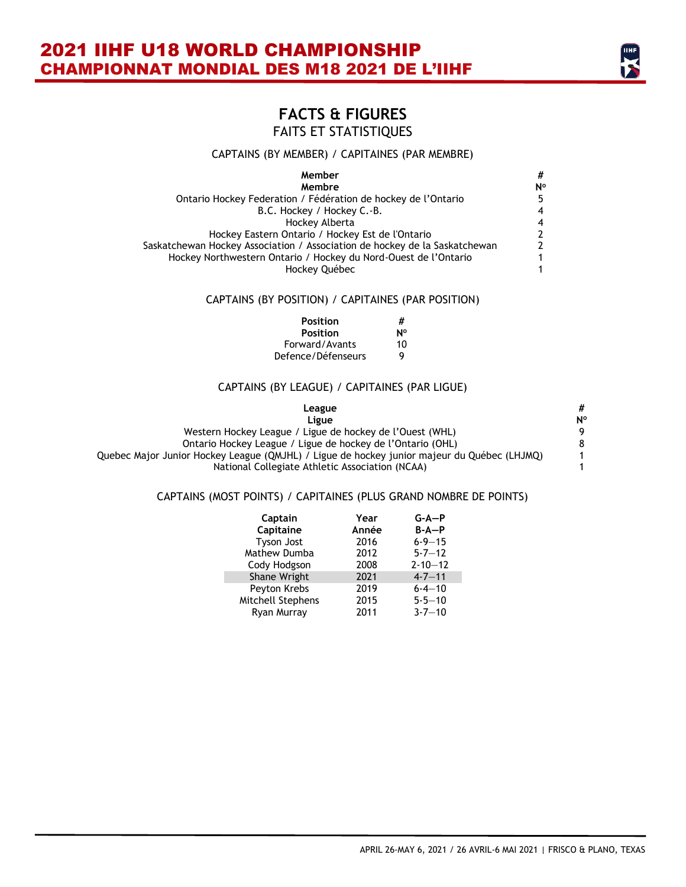## FACTS & FIGURES
### FAITS ET STATISTIQUES

CAPTAINS (BY MEMBER) / CAPITAINES (PAR MEMBRE)

| Member<br>Membre | #<br>Nº |
|---|---|
| Ontario Hockey Federation / Fédération de hockey de l'Ontario | 5 |
| B.C. Hockey / Hockey C.-B. | 4 |
| Hockey Alberta | 4 |
| Hockey Eastern Ontario / Hockey Est de l'Ontario | 2 |
| Saskatchewan Hockey Association / Association de hockey de la Saskatchewan | 2 |
| Hockey Northwestern Ontario / Hockey du Nord-Ouest de l'Ontario | 1 |
| Hockey Québec | 1 |

CAPTAINS (BY POSITION) / CAPITAINES (PAR POSITION)

| Position<br>Position | #<br>Nº |
|---|---|
| Forward/Avants | 10 |
| Defence/Défenseurs | 9 |

CAPTAINS (BY LEAGUE) / CAPITAINES (PAR LIGUE)

| League<br>Ligue | #<br>Nº |
|---|---|
| Western Hockey League / Ligue de hockey de l'Ouest (WHL) | 9 |
| Ontario Hockey League / Ligue de hockey de l'Ontario (OHL) | 8 |
| Quebec Major Junior Hockey League (QMJHL) / Ligue de hockey junior majeur du Québec (LHJMQ) | 1 |
| National Collegiate Athletic Association (NCAA) | 1 |

CAPTAINS (MOST POINTS) / CAPITAINES (PLUS GRAND NOMBRE DE POINTS)

| Captain<br>Capitaine | Year<br>Année | G-A—P<br>B-A—P |
|---|---|---|
| Tyson Jost | 2016 | 6-9—15 |
| Mathew Dumba | 2012 | 5-7—12 |
| Cody Hodgson | 2008 | 2-10—12 |
| Shane Wright | 2021 | 4-7—11 |
| Peyton Krebs | 2019 | 6-4—10 |
| Mitchell Stephens | 2015 | 5-5—10 |
| Ryan Murray | 2011 | 3-7—10 |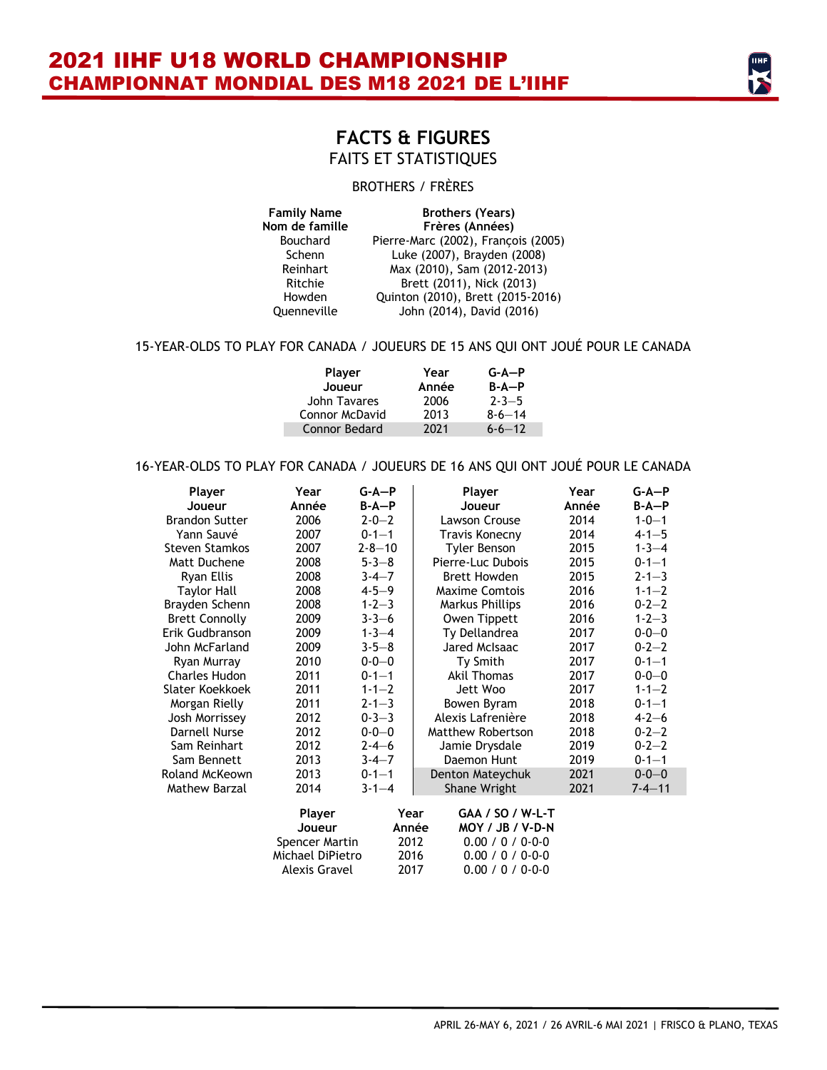# FACTS & FIGURES
## FAITS ET STATISTIQUES

### BROTHERS / FRÈRES

| Family Name<br>Nom de famille | Brothers (Years)<br>Frères (Années) |
|---|---|
| Bouchard | Pierre-Marc (2002), François (2005) |
| Schenn | Luke (2007), Brayden (2008) |
| Reinhart | Max (2010), Sam (2012-2013) |
| Ritchie | Brett (2011), Nick (2013) |
| Howden | Quinton (2010), Brett (2015-2016) |
| Quenneville | John (2014), David (2016) |

### 15-YEAR-OLDS TO PLAY FOR CANADA / JOUEURS DE 15 ANS QUI ONT JOUÉ POUR LE CANADA

| Player<br>Joueur | Year<br>Année | G-A—P<br>B-A—P |
|---|---|---|
| John Tavares | 2006 | 2-3—5 |
| Connor McDavid | 2013 | 8-6—14 |
| Connor Bedard | 2021 | 6-6—12 |

### 16-YEAR-OLDS TO PLAY FOR CANADA / JOUEURS DE 16 ANS QUI ONT JOUÉ POUR LE CANADA

| Player<br>Joueur | Year<br>Année | G-A—P<br>B-A—P |
|---|---|---|
| Brandon Sutter | 2006 | 2-0—2 |
| Yann Sauvé | 2007 | 0-1—1 |
| Steven Stamkos | 2007 | 2-8—10 |
| Matt Duchene | 2008 | 5-3—8 |
| Ryan Ellis | 2008 | 3-4—7 |
| Taylor Hall | 2008 | 4-5—9 |
| Brayden Schenn | 2008 | 1-2—3 |
| Brett Connolly | 2009 | 3-3—6 |
| Erik Gudbranson | 2009 | 1-3—4 |
| John McFarland | 2009 | 3-5—8 |
| Ryan Murray | 2010 | 0-0—0 |
| Charles Hudon | 2011 | 0-1—1 |
| Slater Koekkoek | 2011 | 1-1—2 |
| Morgan Rielly | 2011 | 2-1—3 |
| Josh Morrissey | 2012 | 0-3—3 |
| Darnell Nurse | 2012 | 0-0—0 |
| Sam Reinhart | 2012 | 2-4—6 |
| Sam Bennett | 2013 | 3-4—7 |
| Roland McKeown | 2013 | 0-1—1 |
| Mathew Barzal | 2014 | 3-1—4 |
| Lawson Crouse | 2014 | 1-0—1 |
| Travis Konecny | 2014 | 4-1—5 |
| Tyler Benson | 2015 | 1-3—4 |
| Pierre-Luc Dubois | 2015 | 0-1—1 |
| Brett Howden | 2015 | 2-1—3 |
| Maxime Comtois | 2016 | 1-1—2 |
| Markus Phillips | 2016 | 0-2—2 |
| Owen Tippett | 2016 | 1-2—3 |
| Ty Dellandrea | 2017 | 0-0—0 |
| Jared McIsaac | 2017 | 0-2—2 |
| Ty Smith | 2017 | 0-1—1 |
| Akil Thomas | 2017 | 0-0—0 |
| Jett Woo | 2017 | 1-1—2 |
| Bowen Byram | 2018 | 0-1—1 |
| Alexis Lafrenière | 2018 | 4-2—6 |
| Matthew Robertson | 2018 | 0-2—2 |
| Jamie Drysdale | 2019 | 0-2—2 |
| Daemon Hunt | 2019 | 0-1—1 |
| Denton Mateychuk | 2021 | 0-0—0 |
| Shane Wright | 2021 | 7-4—11 |

| Player<br>Joueur | Year<br>Année | GAA / SO / W-L-T<br>MOY / JB / V-D-N |
|---|---|---|
| Spencer Martin | 2012 | 0.00 / 0 / 0-0-0 |
| Michael DiPietro | 2016 | 0.00 / 0 / 0-0-0 |
| Alexis Gravel | 2017 | 0.00 / 0 / 0-0-0 |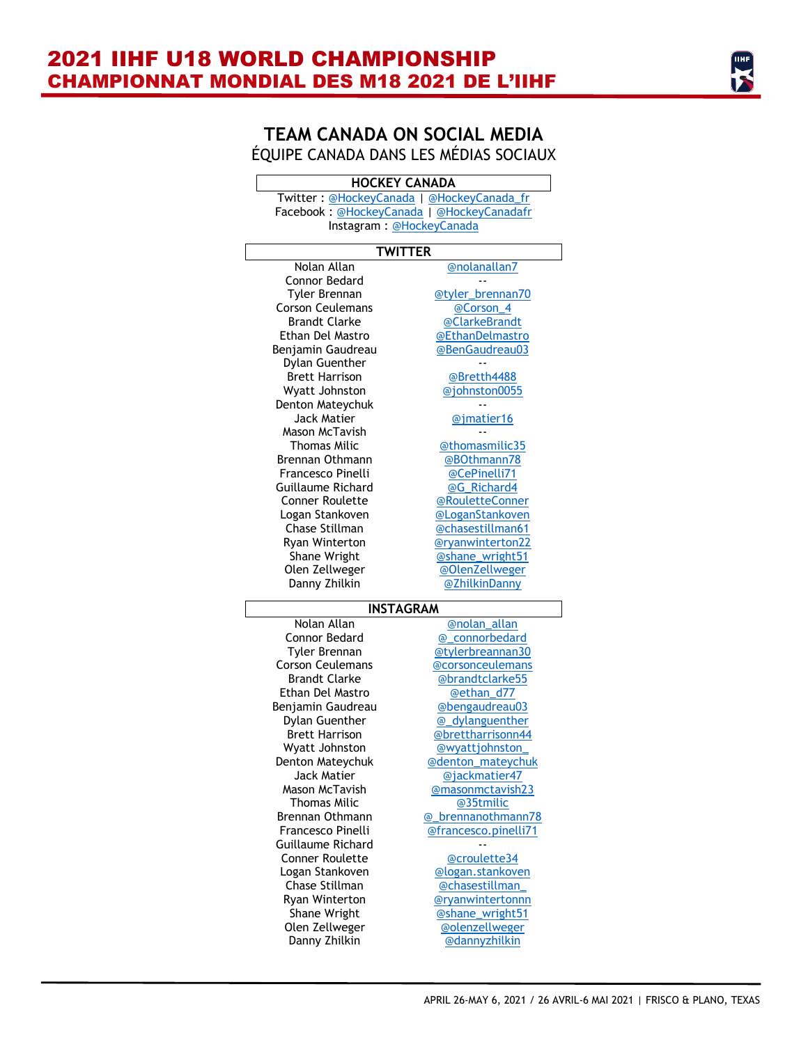# TEAM CANADA ON SOCIAL MEDIA

ÉQUIPE CANADA DANS LES MÉDIAS SOCIAUX

**HOCKEY CANADA**

Twitter : @HockeyCanada | @HockeyCanada_fr
Facebook : @HockeyCanada | @HockeyCanadafr
Instagram : @HockeyCanada

| TWITTER | |
|---|---|
| Nolan Allan | @nolanallan7 |
| Connor Bedard | -- |
| Tyler Brennan | @tyler_brennan70 |
| Corson Ceulemans | @Corson_4 |
| Brandt Clarke | @ClarkeBrandt |
| Ethan Del Mastro | @EthanDelmastro |
| Benjamin Gaudreau | @BenGaudreau03 |
| Dylan Guenther | -- |
| Brett Harrison | @Bretth4488 |
| Wyatt Johnston | @johnston0055 |
| Denton Mateychuk | -- |
| Jack Matier | @jmatier16 |
| Mason McTavish | -- |
| Thomas Milic | @thomasmilic35 |
| Brennan Othmann | @BOthmann78 |
| Francesco Pinelli | @CePinelli71 |
| Guillaume Richard | @G_Richard4 |
| Conner Roulette | @RouletteConner |
| Logan Stankoven | @LoganStankoven |
| Chase Stillman | @chasestillman61 |
| Ryan Winterton | @ryanwinterton22 |
| Shane Wright | @shane_wright51 |
| Olen Zellweger | @OlenZellweger |
| Danny Zhilkin | @ZhilkinDanny |

| INSTAGRAM | |
|---|---|
| Nolan Allan | @nolan_allan |
| Connor Bedard | @_connorbedard |
| Tyler Brennan | @tylerbreannan30 |
| Corson Ceulemans | @corsonceulemans |
| Brandt Clarke | @brandtclarke55 |
| Ethan Del Mastro | @ethan_d77 |
| Benjamin Gaudreau | @bengaudreau03 |
| Dylan Guenther | @_dylanguenther |
| Brett Harrison | @brettharrisonn44 |
| Wyatt Johnston | @wyattjohnston_ |
| Denton Mateychuk | @denton_mateychuk |
| Jack Matier | @jackmatier47 |
| Mason McTavish | @masonmctavish23 |
| Thomas Milic | @35tmilic |
| Brennan Othmann | @_brennanothmann78 |
| Francesco Pinelli | @francesco.pinelli71 |
| Guillaume Richard | -- |
| Conner Roulette | @croulette34 |
| Logan Stankoven | @logan.stankoven |
| Chase Stillman | @chasestillman_ |
| Ryan Winterton | @ryanwintertonnn |
| Shane Wright | @shane_wright51 |
| Olen Zellweger | @olenzellweger |
| Danny Zhilkin | @dannyzhilkin |